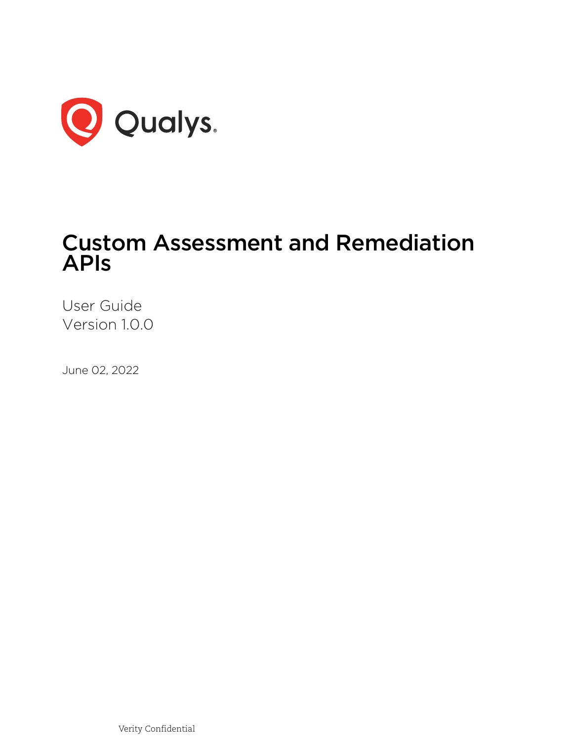Qualys.

# Custom Assessment and Remediation APIs

User Guide
Version 1.0.0

June 02, 2022

Verity Confidential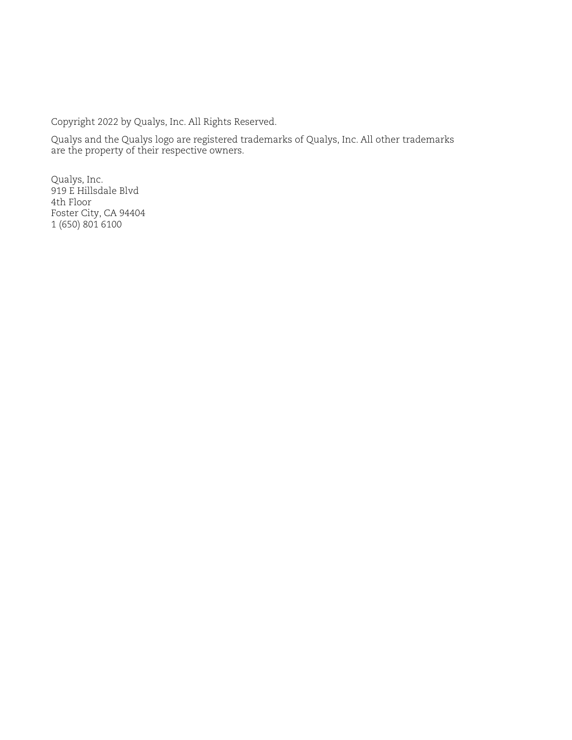Copyright 2022 by Qualys, Inc. All Rights Reserved.

Qualys and the Qualys logo are registered trademarks of Qualys, Inc. All other trademarks are the property of their respective owners.

Qualys, Inc.  
919 E Hillsdale Blvd  
4th Floor  
Foster City, CA 94404  
1 (650) 801 6100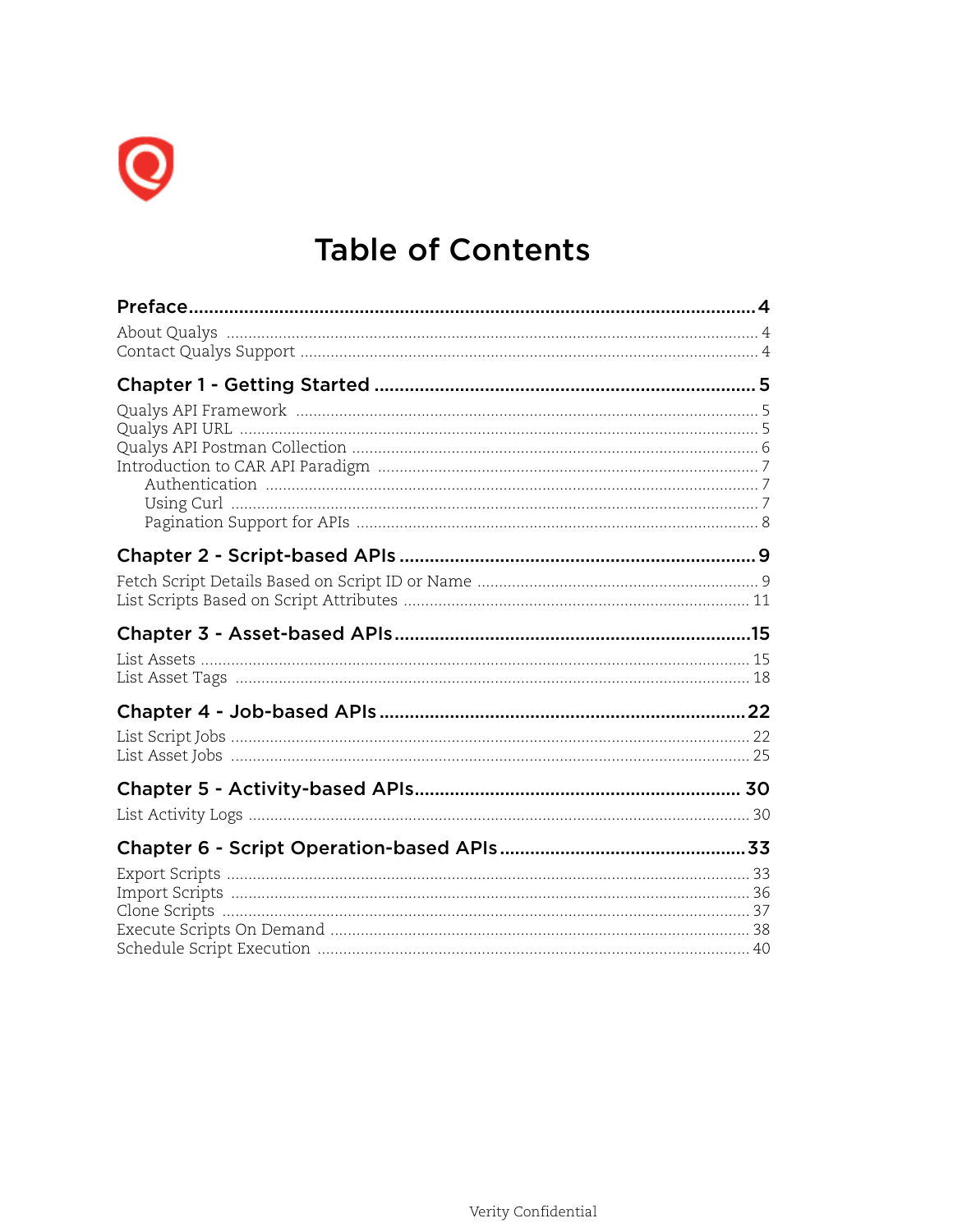# Table of Contents

**Preface ..... 4**

- About Qualys ..... 4
- Contact Qualys Support ..... 4

**Chapter 1 - Getting Started ..... 5**

- Qualys API Framework ..... 5
- Qualys API URL ..... 5
- Qualys API Postman Collection ..... 6
- Introduction to CAR API Paradigm ..... 7
  - Authentication ..... 7
  - Using Curl ..... 7
  - Pagination Support for APIs ..... 8

**Chapter 2 - Script-based APIs ..... 9**

- Fetch Script Details Based on Script ID or Name ..... 9
- List Scripts Based on Script Attributes ..... 11

**Chapter 3 - Asset-based APIs ..... 15**

- List Assets ..... 15
- List Asset Tags ..... 18

**Chapter 4 - Job-based APIs ..... 22**

- List Script Jobs ..... 22
- List Asset Jobs ..... 25

**Chapter 5 - Activity-based APIs ..... 30**

- List Activity Logs ..... 30

**Chapter 6 - Script Operation-based APIs ..... 33**

- Export Scripts ..... 33
- Import Scripts ..... 36
- Clone Scripts ..... 37
- Execute Scripts On Demand ..... 38
- Schedule Script Execution ..... 40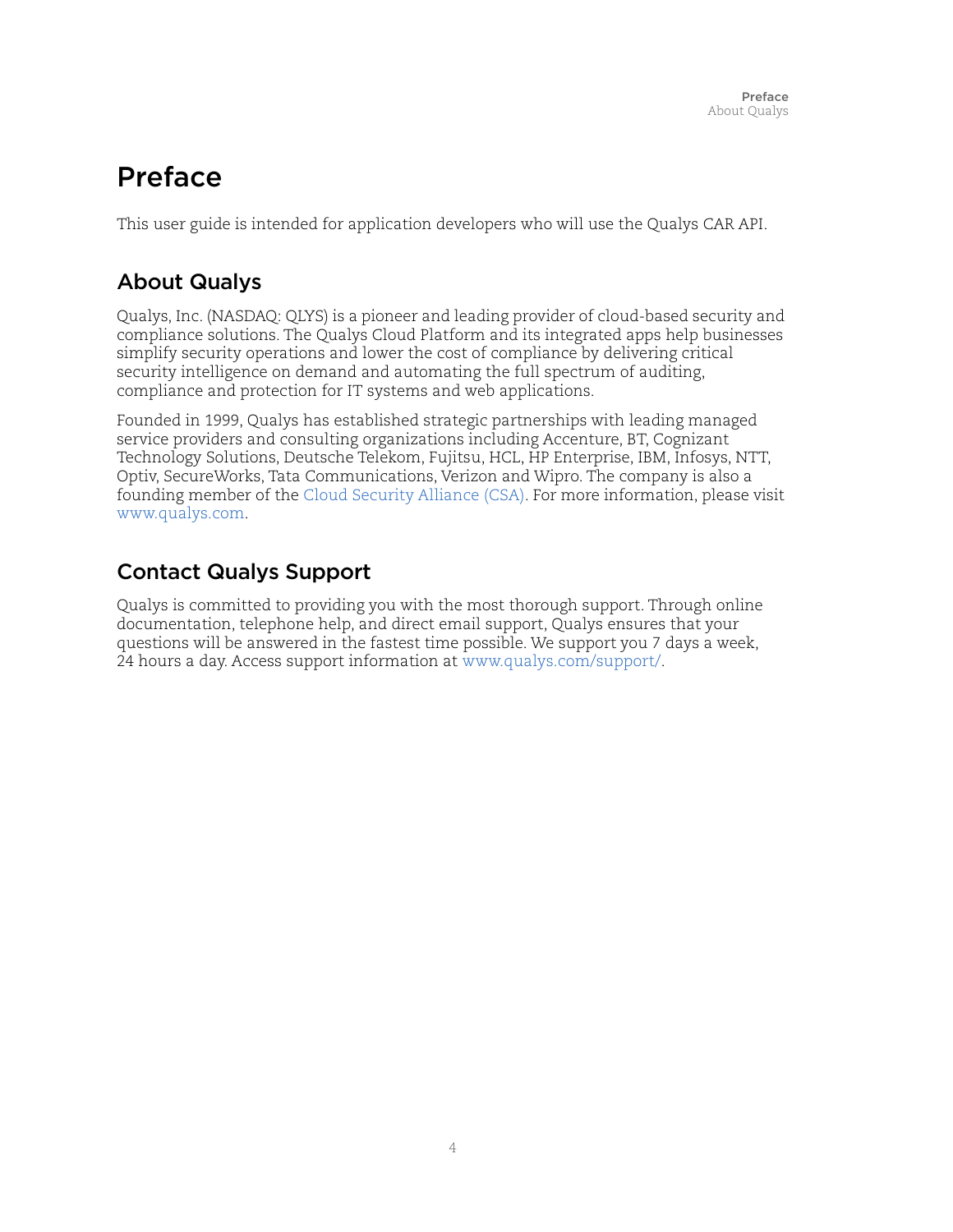# Preface

This user guide is intended for application developers who will use the Qualys CAR API.

## About Qualys

Qualys, Inc. (NASDAQ: QLYS) is a pioneer and leading provider of cloud-based security and compliance solutions. The Qualys Cloud Platform and its integrated apps help businesses simplify security operations and lower the cost of compliance by delivering critical security intelligence on demand and automating the full spectrum of auditing, compliance and protection for IT systems and web applications.

Founded in 1999, Qualys has established strategic partnerships with leading managed service providers and consulting organizations including Accenture, BT, Cognizant Technology Solutions, Deutsche Telekom, Fujitsu, HCL, HP Enterprise, IBM, Infosys, NTT, Optiv, SecureWorks, Tata Communications, Verizon and Wipro. The company is also a founding member of the Cloud Security Alliance (CSA). For more information, please visit www.qualys.com.

## Contact Qualys Support

Qualys is committed to providing you with the most thorough support. Through online documentation, telephone help, and direct email support, Qualys ensures that your questions will be answered in the fastest time possible. We support you 7 days a week, 24 hours a day. Access support information at www.qualys.com/support/.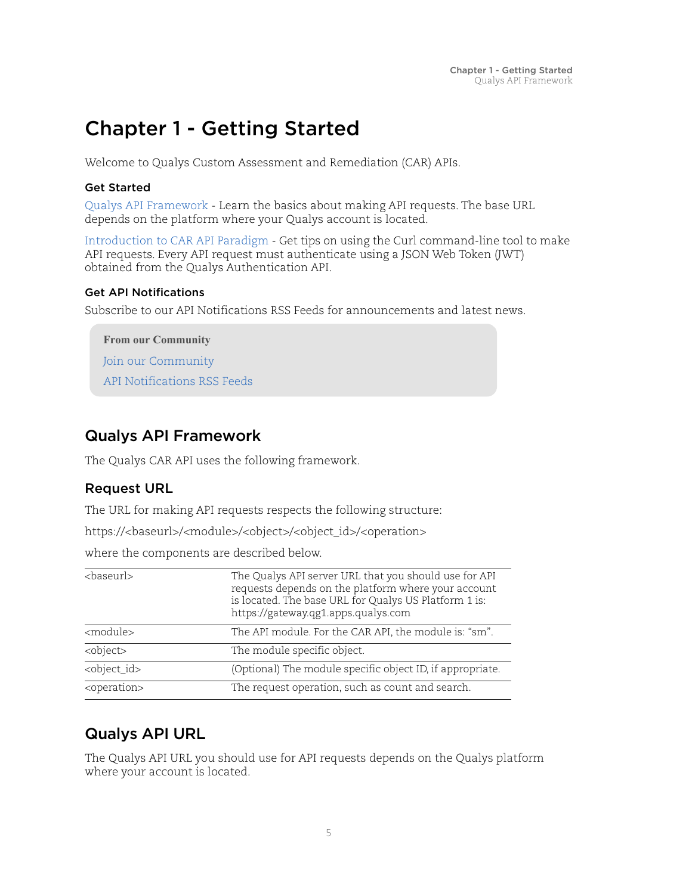# Chapter 1 - Getting Started

Welcome to Qualys Custom Assessment and Remediation (CAR) APIs.

### Get Started

Qualys API Framework - Learn the basics about making API requests. The base URL depends on the platform where your Qualys account is located.

Introduction to CAR API Paradigm - Get tips on using the Curl command-line tool to make API requests. Every API request must authenticate using a JSON Web Token (JWT) obtained from the Qualys Authentication API.

### Get API Notifications

Subscribe to our API Notifications RSS Feeds for announcements and latest news.

**From our Community**

Join our Community

API Notifications RSS Feeds

## Qualys API Framework

The Qualys CAR API uses the following framework.

### Request URL

The URL for making API requests respects the following structure:

https://<baseurl>/<module>/<object>/<object_id>/<operation>

where the components are described below.

| | |
|---|---|
| <baseurl> | The Qualys API server URL that you should use for API requests depends on the platform where your account is located. The base URL for Qualys US Platform 1 is: https://gateway.qg1.apps.qualys.com |
| <module> | The API module. For the CAR API, the module is: "sm". |
| <object> | The module specific object. |
| <object_id> | (Optional) The module specific object ID, if appropriate. |
| <operation> | The request operation, such as count and search. |

## Qualys API URL

The Qualys API URL you should use for API requests depends on the Qualys platform where your account is located.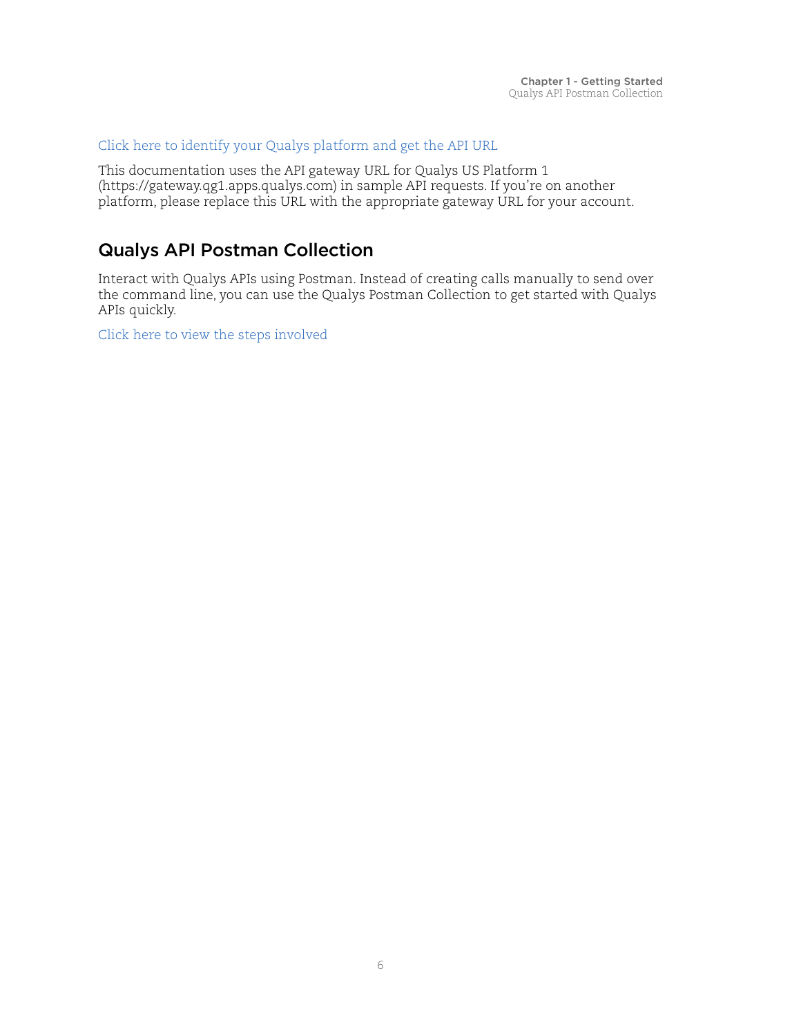Click here to identify your Qualys platform and get the API URL

This documentation uses the API gateway URL for Qualys US Platform 1 (https://gateway.qg1.apps.qualys.com) in sample API requests. If you're on another platform, please replace this URL with the appropriate gateway URL for your account.

## Qualys API Postman Collection

Interact with Qualys APIs using Postman. Instead of creating calls manually to send over the command line, you can use the Qualys Postman Collection to get started with Qualys APIs quickly.

Click here to view the steps involved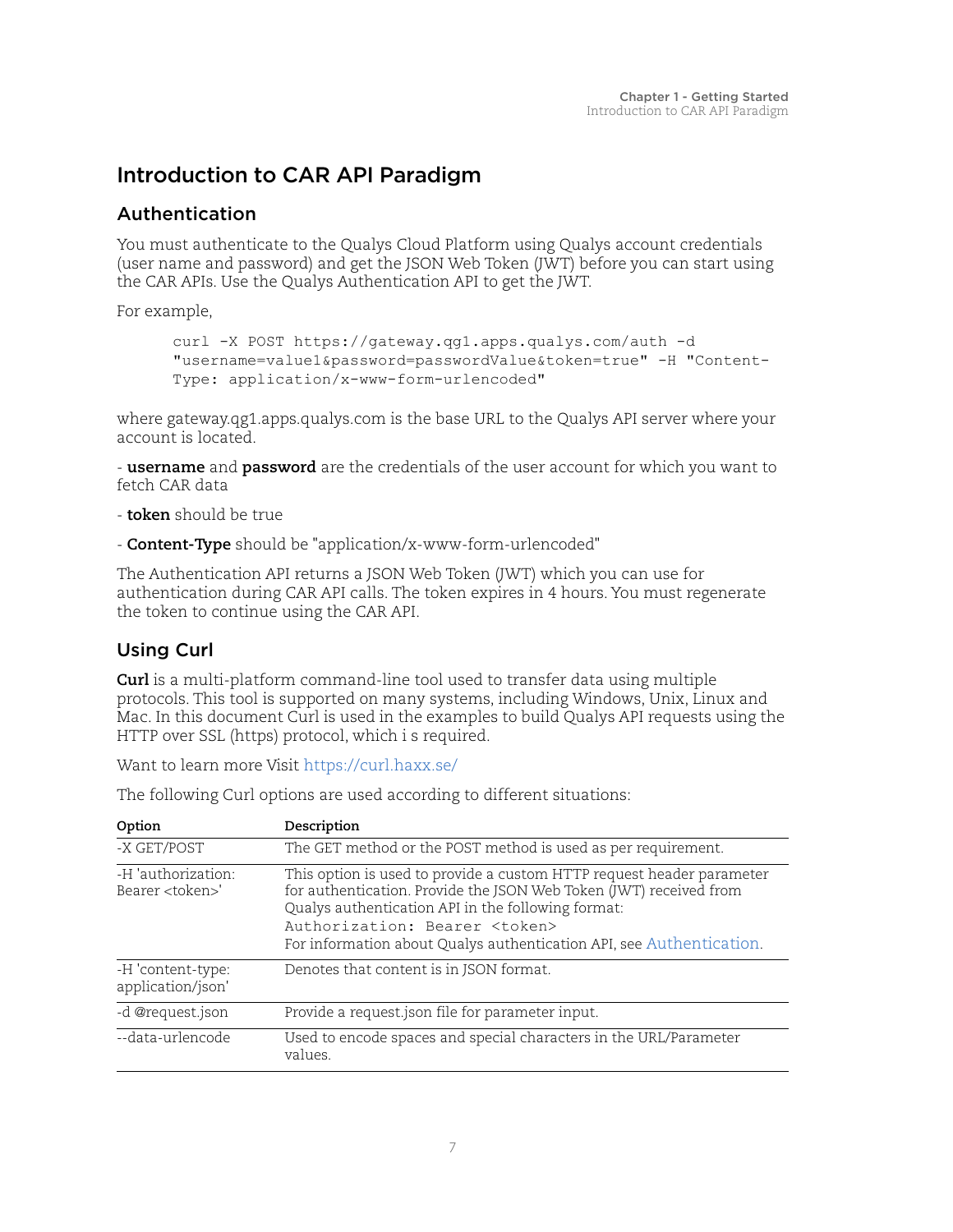# Introduction to CAR API Paradigm

## Authentication

You must authenticate to the Qualys Cloud Platform using Qualys account credentials (user name and password) and get the JSON Web Token (JWT) before you can start using the CAR APIs. Use the Qualys Authentication API to get the JWT.

For example,

```
curl -X POST https://gateway.qg1.apps.qualys.com/auth -d
"username=value1&password=passwordValue&token=true" -H "Content-
Type: application/x-www-form-urlencoded"
```

where gateway.qg1.apps.qualys.com is the base URL to the Qualys API server where your account is located.

- **username** and **password** are the credentials of the user account for which you want to fetch CAR data

- **token** should be true

- **Content-Type** should be "application/x-www-form-urlencoded"

The Authentication API returns a JSON Web Token (JWT) which you can use for authentication during CAR API calls. The token expires in 4 hours. You must regenerate the token to continue using the CAR API.

## Using Curl

**Curl** is a multi-platform command-line tool used to transfer data using multiple protocols. This tool is supported on many systems, including Windows, Unix, Linux and Mac. In this document Curl is used in the examples to build Qualys API requests using the HTTP over SSL (https) protocol, which i s required.

Want to learn more Visit https://curl.haxx.se/

The following Curl options are used according to different situations:

| Option | Description |
| --- | --- |
| -X GET/POST | The GET method or the POST method is used as per requirement. |
| -H 'authorization: Bearer <token>' | This option is used to provide a custom HTTP request header parameter for authentication. Provide the JSON Web Token (JWT) received from Qualys authentication API in the following format: `Authorization: Bearer <token>` For information about Qualys authentication API, see Authentication. |
| -H 'content-type: application/json' | Denotes that content is in JSON format. |
| -d @request.json | Provide a request.json file for parameter input. |
| --data-urlencode | Used to encode spaces and special characters in the URL/Parameter values. |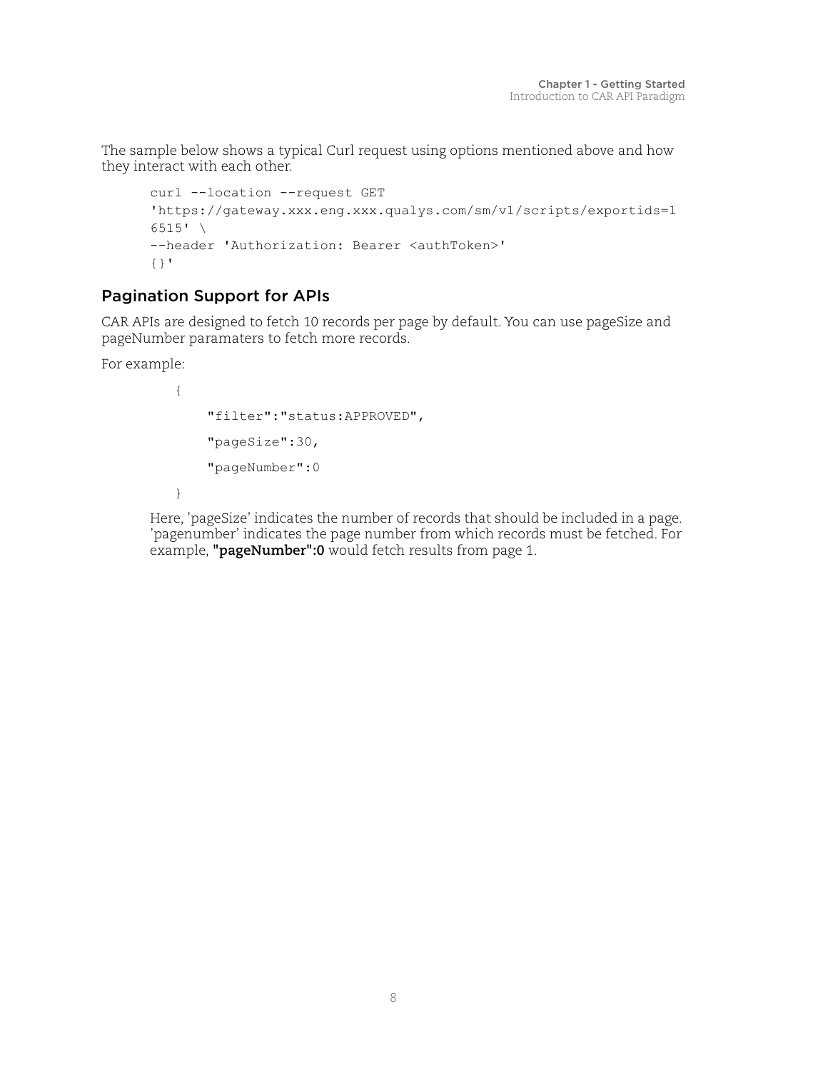The sample below shows a typical Curl request using options mentioned above and how they interact with each other.

```
curl --location --request GET
'https://gateway.xxx.eng.xxx.qualys.com/sm/v1/scripts/exportids=1
6515' \
--header 'Authorization: Bearer <authToken>'
{}'
```

## Pagination Support for APIs

CAR APIs are designed to fetch 10 records per page by default. You can use pageSize and pageNumber paramaters to fetch more records.

For example:

```
{
    "filter":"status:APPROVED",
    "pageSize":30,
    "pageNumber":0
}
```

Here, 'pageSize' indicates the number of records that should be included in a page. 'pagenumber' indicates the page number from which records must be fetched. For example, **"pageNumber":0** would fetch results from page 1.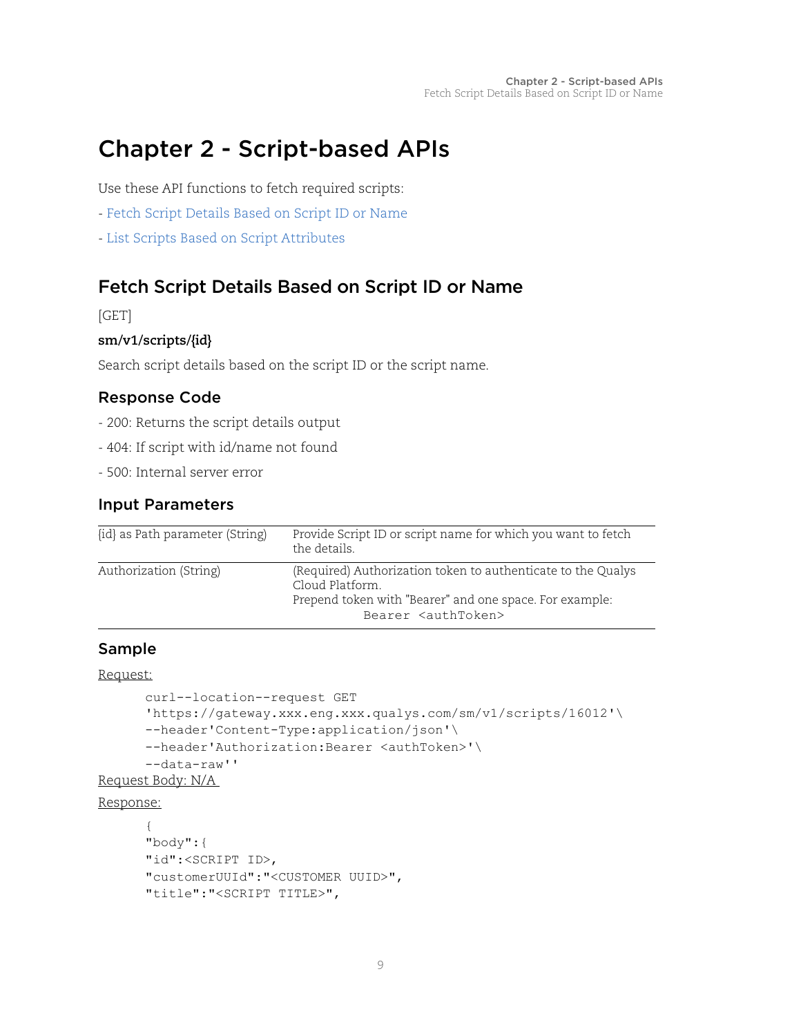# Chapter 2 - Script-based APIs

Use these API functions to fetch required scripts:

- Fetch Script Details Based on Script ID or Name
- List Scripts Based on Script Attributes

## Fetch Script Details Based on Script ID or Name

[GET]

**sm/v1/scripts/{id}**

Search script details based on the script ID or the script name.

### Response Code

- 200: Returns the script details output
- 404: If script with id/name not found
- 500: Internal server error

### Input Parameters

| | |
|---|---|
| {id} as Path parameter (String) | Provide Script ID or script name for which you want to fetch the details. |
| Authorization (String) | (Required) Authorization token to authenticate to the Qualys Cloud Platform.<br>Prepend token with "Bearer" and one space. For example:<br>`Bearer <authToken>` |

### Sample

Request:

```
curl--location--request GET
'https://gateway.xxx.eng.xxx.qualys.com/sm/v1/scripts/16012'\
--header'Content-Type:application/json'\
--header'Authorization:Bearer <authToken>'\
--data-raw''
```

Request Body: N/A

Response:

```
{
"body":{
"id":<SCRIPT ID>,
"customerUUId":"<CUSTOMER UUID>",
"title":"<SCRIPT TITLE>",
```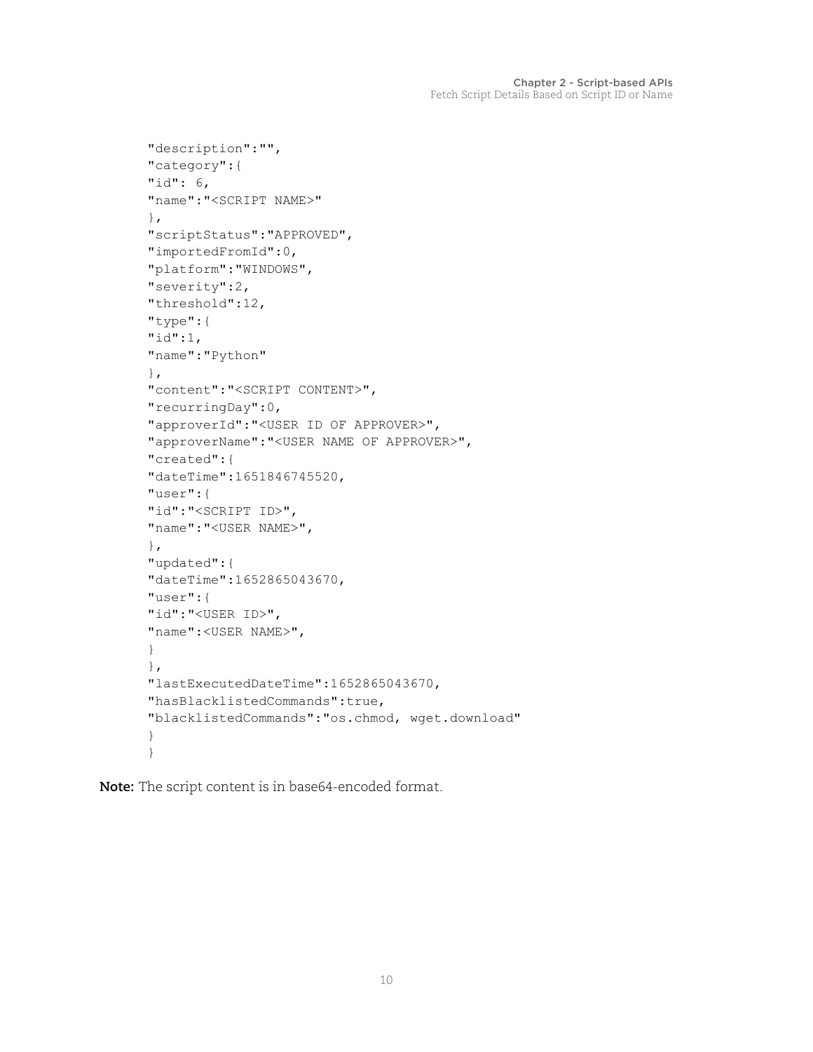```
"description":"",
"category":{
"id": 6,
"name":"<SCRIPT NAME>"
},
"scriptStatus":"APPROVED",
"importedFromId":0,
"platform":"WINDOWS",
"severity":2,
"threshold":12,
"type":{
"id":1,
"name":"Python"
},
"content":"<SCRIPT CONTENT>",
"recurringDay":0,
"approverId":"<USER ID OF APPROVER>",
"approverName":"<USER NAME OF APPROVER>",
"created":{
"dateTime":1651846745520,
"user":{
"id":"<SCRIPT ID>",
"name":"<USER NAME>",
},
"updated":{
"dateTime":1652865043670,
"user":{
"id":"<USER ID>",
"name":<USER NAME>",
}
},
"lastExecutedDateTime":1652865043670,
"hasBlacklistedCommands":true,
"blacklistedCommands":"os.chmod, wget.download"
}
}
```

**Note:** The script content is in base64-encoded format.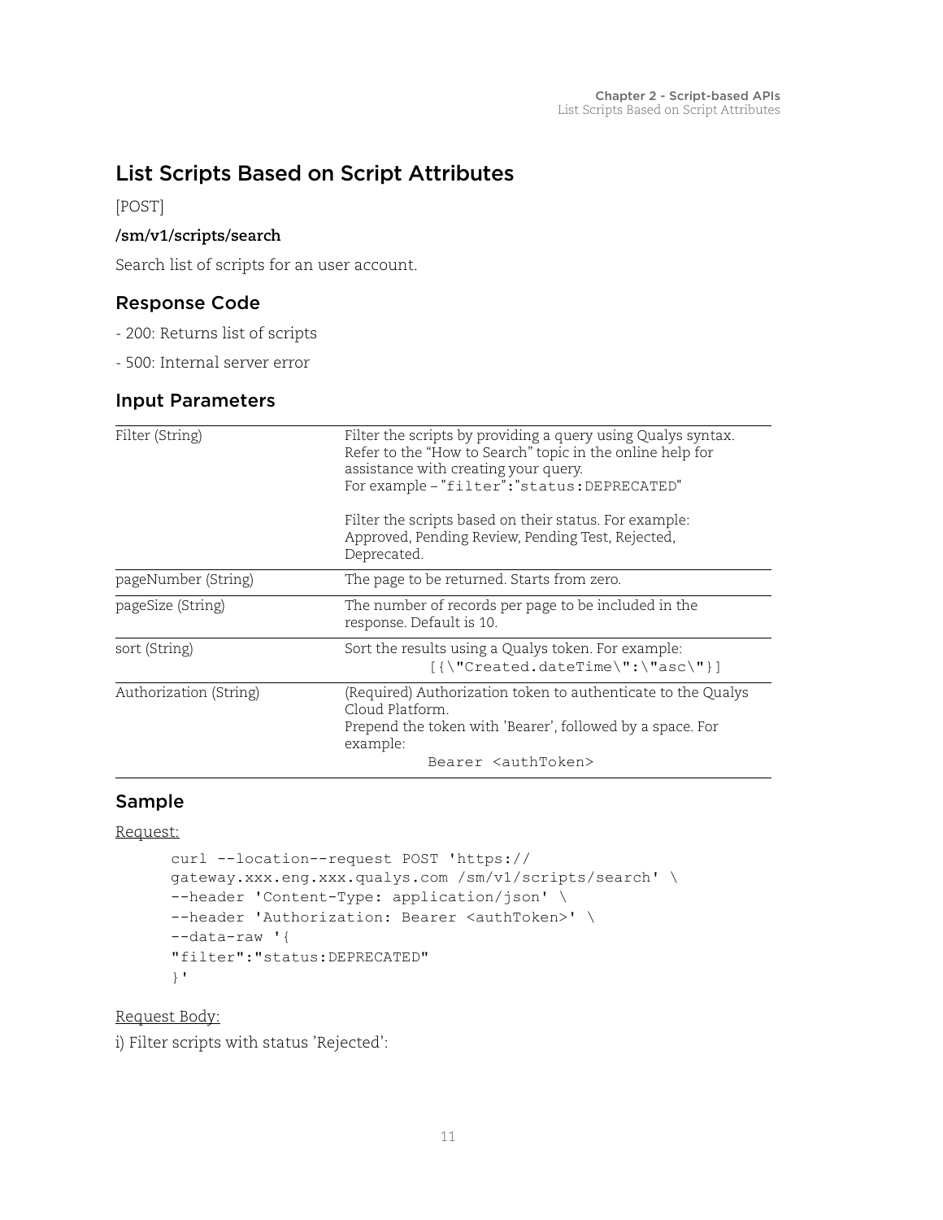## List Scripts Based on Script Attributes

[POST]

**/sm/v1/scripts/search**

Search list of scripts for an user account.

### Response Code

- 200: Returns list of scripts

- 500: Internal server error

### Input Parameters

| | |
|---|---|
| Filter (String) | Filter the scripts by providing a query using Qualys syntax. Refer to the "How to Search" topic in the online help for assistance with creating your query.<br>For example – "filter":"status:DEPRECATED"<br><br>Filter the scripts based on their status. For example: Approved, Pending Review, Pending Test, Rejected, Deprecated. |
| pageNumber (String) | The page to be returned. Starts from zero. |
| pageSize (String) | The number of records per page to be included in the response. Default is 10. |
| sort (String) | Sort the results using a Qualys token. For example:<br>`[{\"Created.dateTime\":\"asc\"}]` |
| Authorization (String) | (Required) Authorization token to authenticate to the Qualys Cloud Platform.<br>Prepend the token with 'Bearer', followed by a space. For example:<br>`Bearer <authToken>` |

### Sample

Request:

```
curl --location--request POST 'https://
gateway.xxx.eng.xxx.qualys.com /sm/v1/scripts/search' \
--header 'Content-Type: application/json' \
--header 'Authorization: Bearer <authToken>' \
--data-raw '{
"filter":"status:DEPRECATED"
}'
```

Request Body:

i) Filter scripts with status 'Rejected':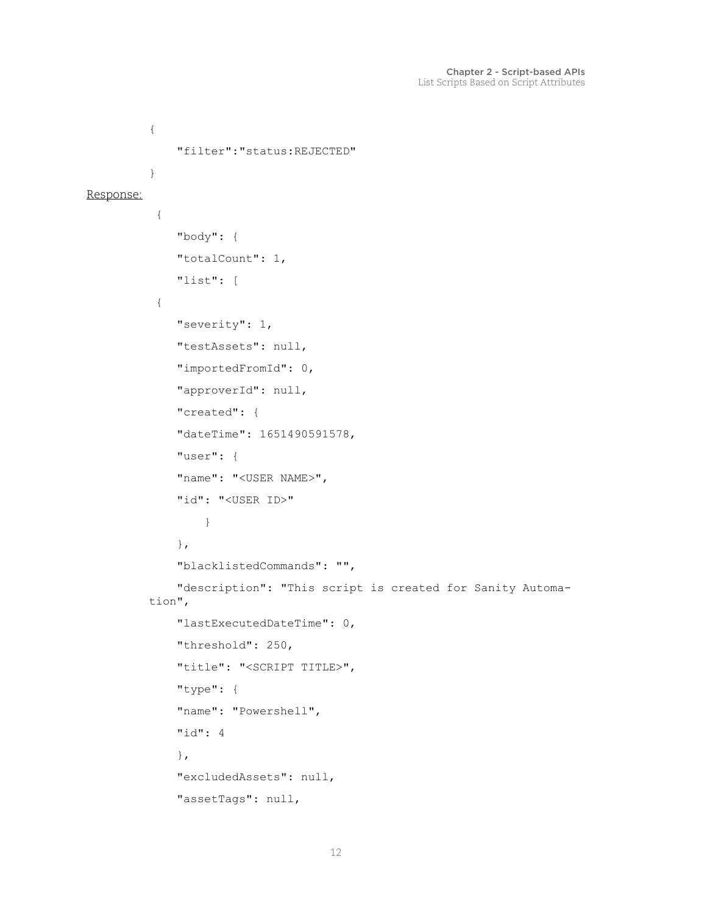```
{
    "filter":"status:REJECTED"
}
```

Response:

```
{
    "body": {
    "totalCount": 1,
    "list": [
{
    "severity": 1,
    "testAssets": null,
    "importedFromId": 0,
    "approverId": null,
    "created": {
    "dateTime": 1651490591578,
    "user": {
    "name": "<USER NAME>",
    "id": "<USER ID>"
        }
    },
    "blacklistedCommands": "",
    "description": "This script is created for Sanity Automation",
    "lastExecutedDateTime": 0,
    "threshold": 250,
    "title": "<SCRIPT TITLE>",
    "type": {
    "name": "Powershell",
    "id": 4
    },
    "excludedAssets": null,
    "assetTags": null,
```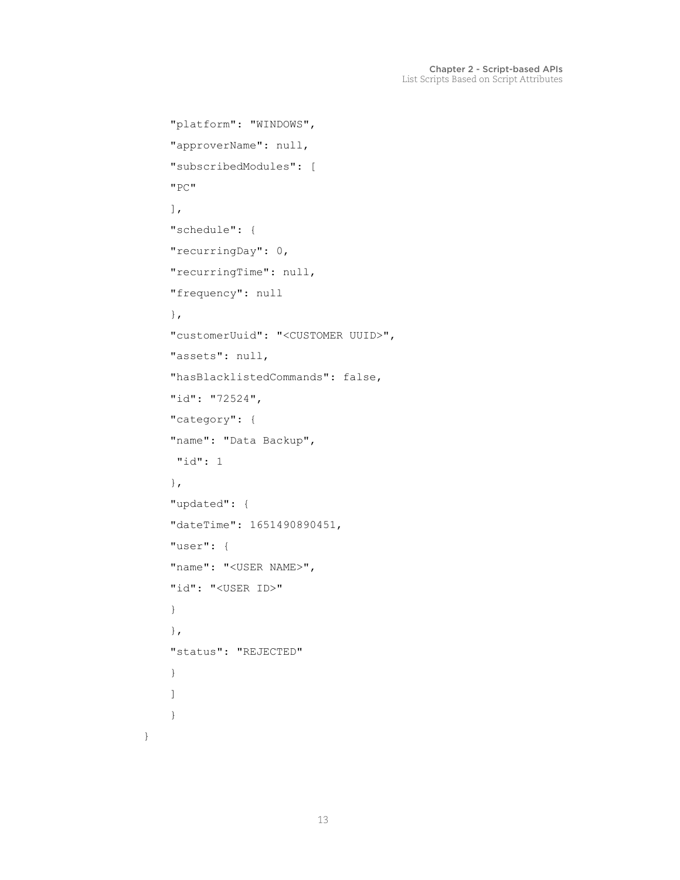```
    "platform": "WINDOWS",
    "approverName": null,
    "subscribedModules": [
    "PC"
    ],
    "schedule": {
    "recurringDay": 0,
    "recurringTime": null,
    "frequency": null
    },
    "customerUuid": "<CUSTOMER UUID>",
    "assets": null,
    "hasBlacklistedCommands": false,
    "id": "72524",
    "category": {
    "name": "Data Backup",
     "id": 1
    },
    "updated": {
    "dateTime": 1651490890451,
    "user": {
    "name": "<USER NAME>",
    "id": "<USER ID>"
    }
    },
    "status": "REJECTED"
    }
    ]
    }
}
```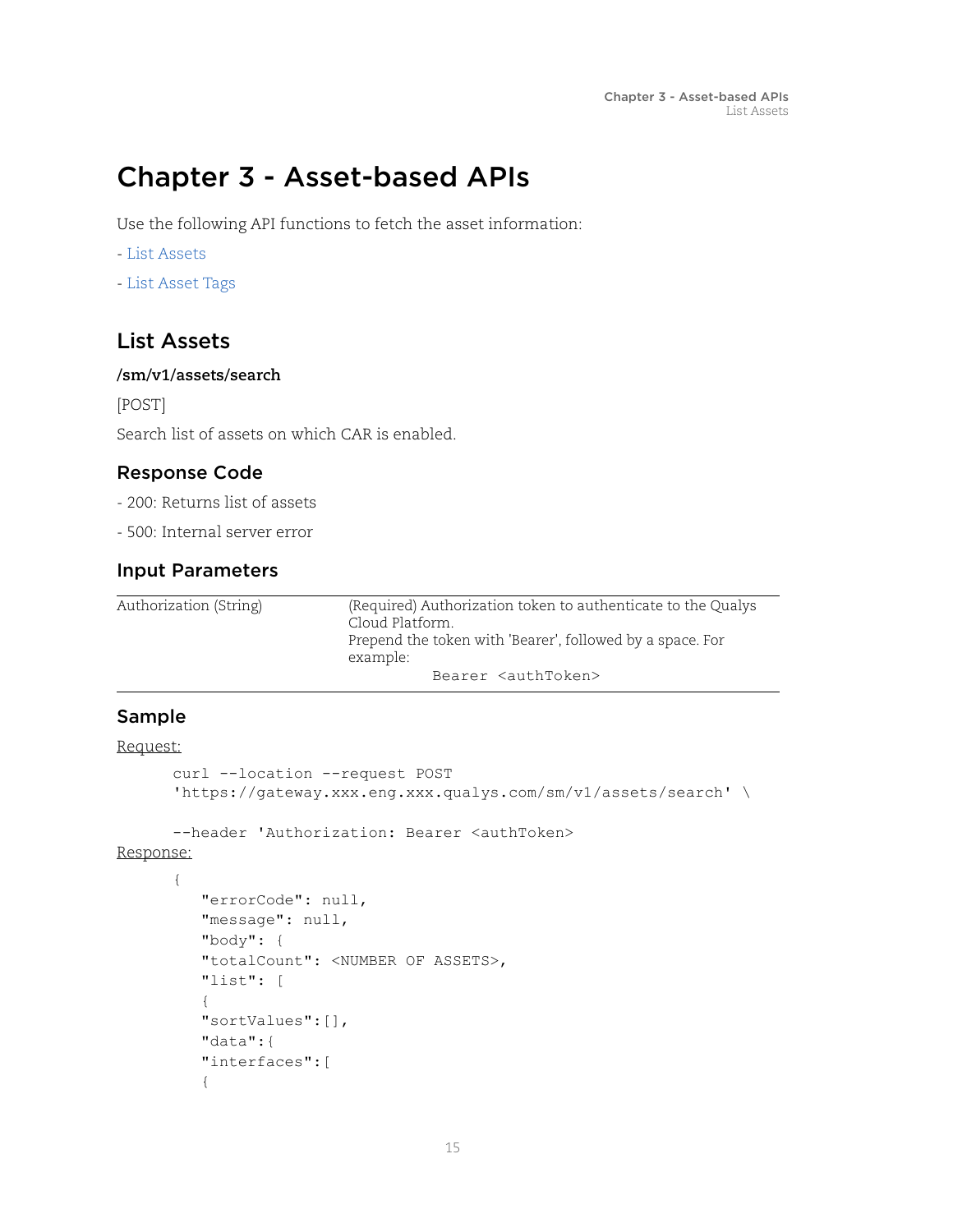# Chapter 3 - Asset-based APIs

Use the following API functions to fetch the asset information:

- List Assets
- List Asset Tags

## List Assets

**/sm/v1/assets/search**

[POST]

Search list of assets on which CAR is enabled.

### Response Code

- 200: Returns list of assets
- 500: Internal server error

### Input Parameters

| | |
|---|---|
| Authorization (String) | (Required) Authorization token to authenticate to the Qualys Cloud Platform.<br>Prepend the token with 'Bearer', followed by a space. For example:<br>`Bearer <authToken>` |

### Sample

Request:

```
curl --location --request POST
'https://gateway.xxx.eng.xxx.qualys.com/sm/v1/assets/search' \

--header 'Authorization: Bearer <authToken>
```

Response:

```
{
   "errorCode": null,
   "message": null,
   "body": {
   "totalCount": <NUMBER OF ASSETS>,
   "list": [
   {
   "sortValues":[],
   "data":{
   "interfaces":[
   {
```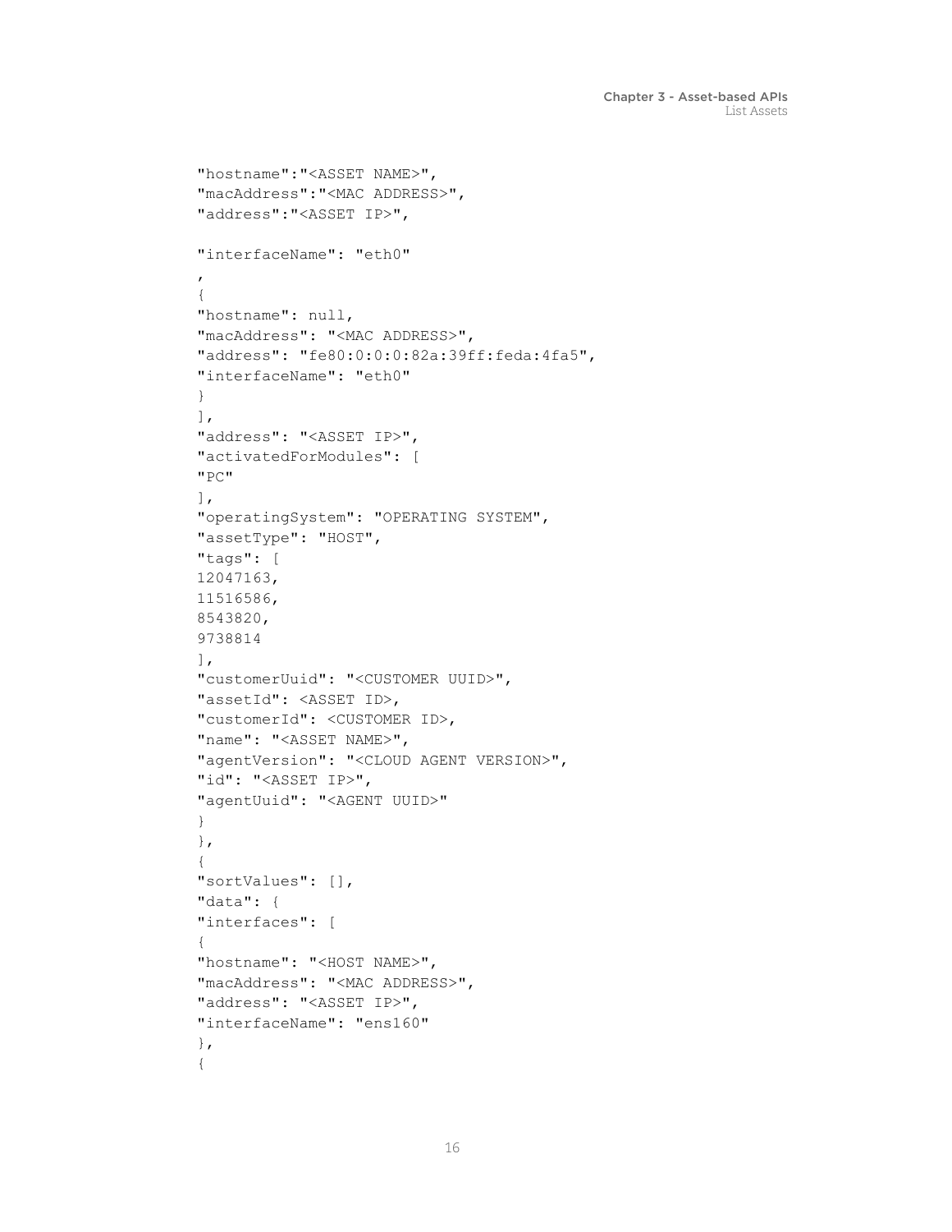```
"hostname":"<ASSET NAME>",
"macAddress":"<MAC ADDRESS>",
"address":"<ASSET IP>",

"interfaceName": "eth0"
,
{
"hostname": null,
"macAddress": "<MAC ADDRESS>",
"address": "fe80:0:0:0:82a:39ff:feda:4fa5",
"interfaceName": "eth0"
}
],
"address": "<ASSET IP>",
"activatedForModules": [
"PC"
],
"operatingSystem": "OPERATING SYSTEM",
"assetType": "HOST",
"tags": [
12047163,
11516586,
8543820,
9738814
],
"customerUuid": "<CUSTOMER UUID>",
"assetId": <ASSET ID>,
"customerId": <CUSTOMER ID>,
"name": "<ASSET NAME>",
"agentVersion": "<CLOUD AGENT VERSION>",
"id": "<ASSET IP>",
"agentUuid": "<AGENT UUID>"
}
},
{
"sortValues": [],
"data": {
"interfaces": [
{
"hostname": "<HOST NAME>",
"macAddress": "<MAC ADDRESS>",
"address": "<ASSET IP>",
"interfaceName": "ens160"
},
{
```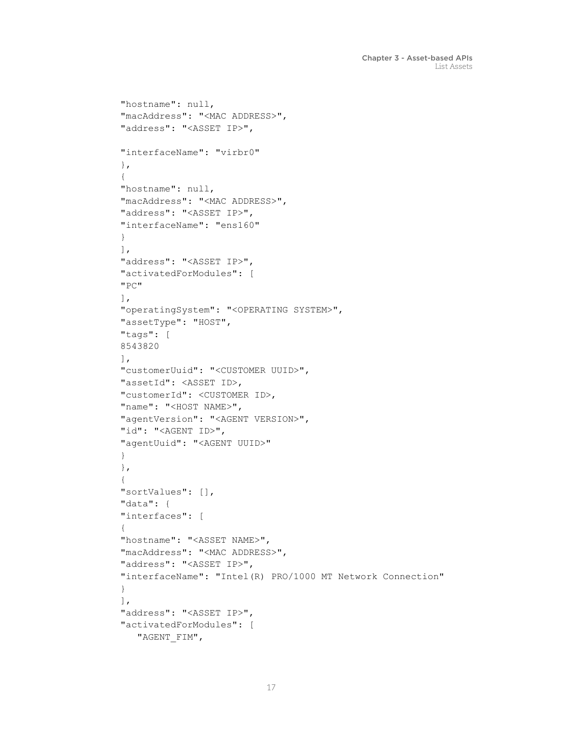```
"hostname": null,
"macAddress": "<MAC ADDRESS>",
"address": "<ASSET IP>",

"interfaceName": "virbr0"
},
{
"hostname": null,
"macAddress": "<MAC ADDRESS>",
"address": "<ASSET IP>",
"interfaceName": "ens160"
}
],
"address": "<ASSET IP>",
"activatedForModules": [
"PC"
],
"operatingSystem": "<OPERATING SYSTEM>",
"assetType": "HOST",
"tags": [
8543820
],
"customerUuid": "<CUSTOMER UUID>",
"assetId": <ASSET ID>,
"customerId": <CUSTOMER ID>,
"name": "<HOST NAME>",
"agentVersion": "<AGENT VERSION>",
"id": "<AGENT ID>",
"agentUuid": "<AGENT UUID>"
}
},
{
"sortValues": [],
"data": {
"interfaces": [
{
"hostname": "<ASSET NAME>",
"macAddress": "<MAC ADDRESS>",
"address": "<ASSET IP>",
"interfaceName": "Intel(R) PRO/1000 MT Network Connection"
}
],
"address": "<ASSET IP>",
"activatedForModules": [
   "AGENT_FIM",
```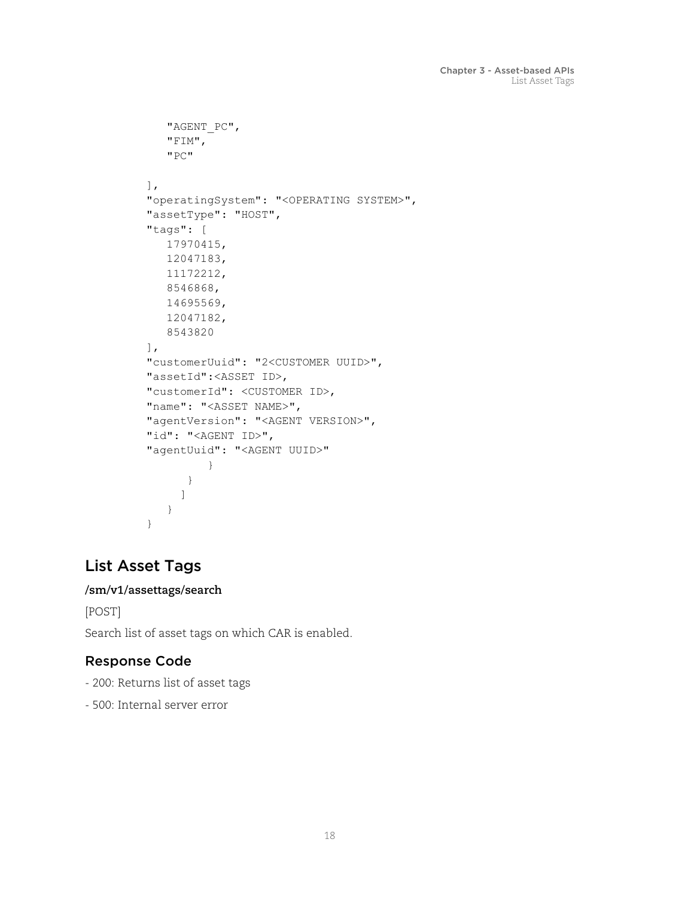```
      "AGENT_PC",
      "FIM",
      "PC"

   ],
   "operatingSystem": "<OPERATING SYSTEM>",
   "assetType": "HOST",
   "tags": [
      17970415,
      12047183,
      11172212,
      8546868,
      14695569,
      12047182,
      8543820
   ],
   "customerUuid": "2<CUSTOMER UUID>",
   "assetId":<ASSET ID>,
   "customerId": <CUSTOMER ID>,
   "name": "<ASSET NAME>",
   "agentVersion": "<AGENT VERSION>",
   "id": "<AGENT ID>",
   "agentUuid": "<AGENT UUID>"
            }
         }
       ]
    }
 }
```

## List Asset Tags

**/sm/v1/assettags/search**

[POST]

Search list of asset tags on which CAR is enabled.

### Response Code

- 200: Returns list of asset tags

- 500: Internal server error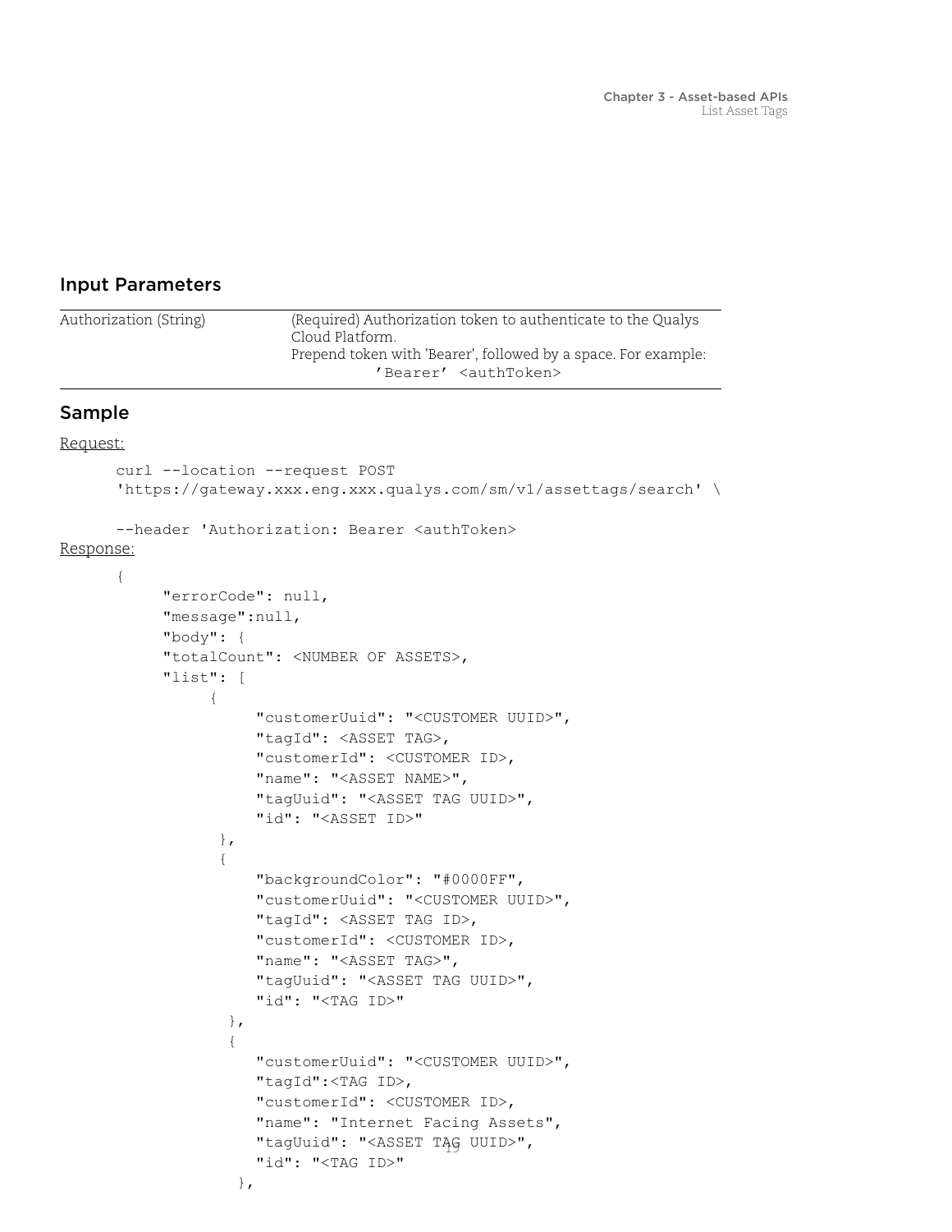### Input Parameters

| | |
|---|---|
| Authorization (String) | (Required) Authorization token to authenticate to the Qualys Cloud Platform. Prepend token with 'Bearer', followed by a space. For example: ’Bearer’ <authToken> |

### Sample

Request:

```
curl --location --request POST
'https://gateway.xxx.eng.xxx.qualys.com/sm/v1/assettags/search' \

--header 'Authorization: Bearer <authToken>
```

Response:

```
{
     "errorCode": null,
     "message":null,
     "body": {
     "totalCount": <NUMBER OF ASSETS>,
     "list": [
          {
              "customerUuid": "<CUSTOMER UUID>",
              "tagId": <ASSET TAG>,
              "customerId": <CUSTOMER ID>,
              "name": "<ASSET NAME>",
              "tagUuid": "<ASSET TAG UUID>",
              "id": "<ASSET ID>"
           },
           {
              "backgroundColor": "#0000FF",
              "customerUuid": "<CUSTOMER UUID>",
              "tagId": <ASSET TAG ID>,
              "customerId": <CUSTOMER ID>,
              "name": "<ASSET TAG>",
              "tagUuid": "<ASSET TAG UUID>",
              "id": "<TAG ID>"
            },
            {
              "customerUuid": "<CUSTOMER UUID>",
              "tagId":<TAG ID>,
              "customerId": <CUSTOMER ID>,
              "name": "Internet Facing Assets",
              "tagUuid": "<ASSET TAG UUID>",
              "id": "<TAG ID>"
             },
```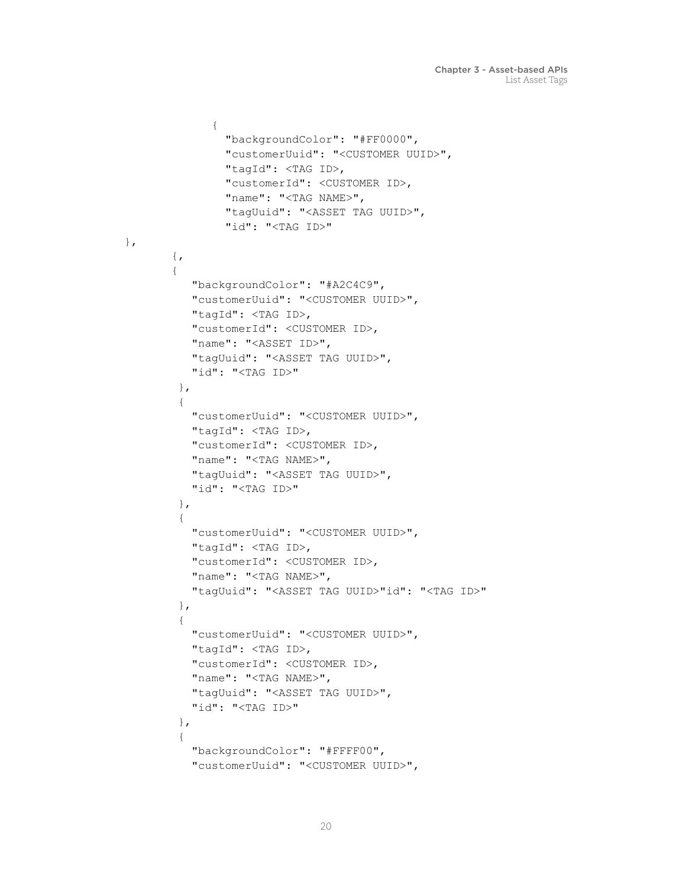```
            {
              "backgroundColor": "#FF0000",
              "customerUuid": "<CUSTOMER UUID>",
              "tagId": <TAG ID>,
              "customerId": <CUSTOMER ID>,
              "name": "<TAG NAME>",
              "tagUuid": "<ASSET TAG UUID>",
              "id": "<TAG ID>"
},
        {,
        {
          "backgroundColor": "#A2C4C9",
          "customerUuid": "<CUSTOMER UUID>",
          "tagId": <TAG ID>,
          "customerId": <CUSTOMER ID>,
          "name": "<ASSET ID>",
          "tagUuid": "<ASSET TAG UUID>",
          "id": "<TAG ID>"
        },
        {
          "customerUuid": "<CUSTOMER UUID>",
          "tagId": <TAG ID>,
          "customerId": <CUSTOMER ID>,
          "name": "<TAG NAME>",
          "tagUuid": "<ASSET TAG UUID>",
          "id": "<TAG ID>"
        },
        {
          "customerUuid": "<CUSTOMER UUID>",
          "tagId": <TAG ID>,
          "customerId": <CUSTOMER ID>,
          "name": "<TAG NAME>",
          "tagUuid": "<ASSET TAG UUID>"id": "<TAG ID>"
        },
        {
          "customerUuid": "<CUSTOMER UUID>",
          "tagId": <TAG ID>,
          "customerId": <CUSTOMER ID>,
          "name": "<TAG NAME>",
          "tagUuid": "<ASSET TAG UUID>",
          "id": "<TAG ID>"
        },
        {
          "backgroundColor": "#FFFF00",
          "customerUuid": "<CUSTOMER UUID>",
```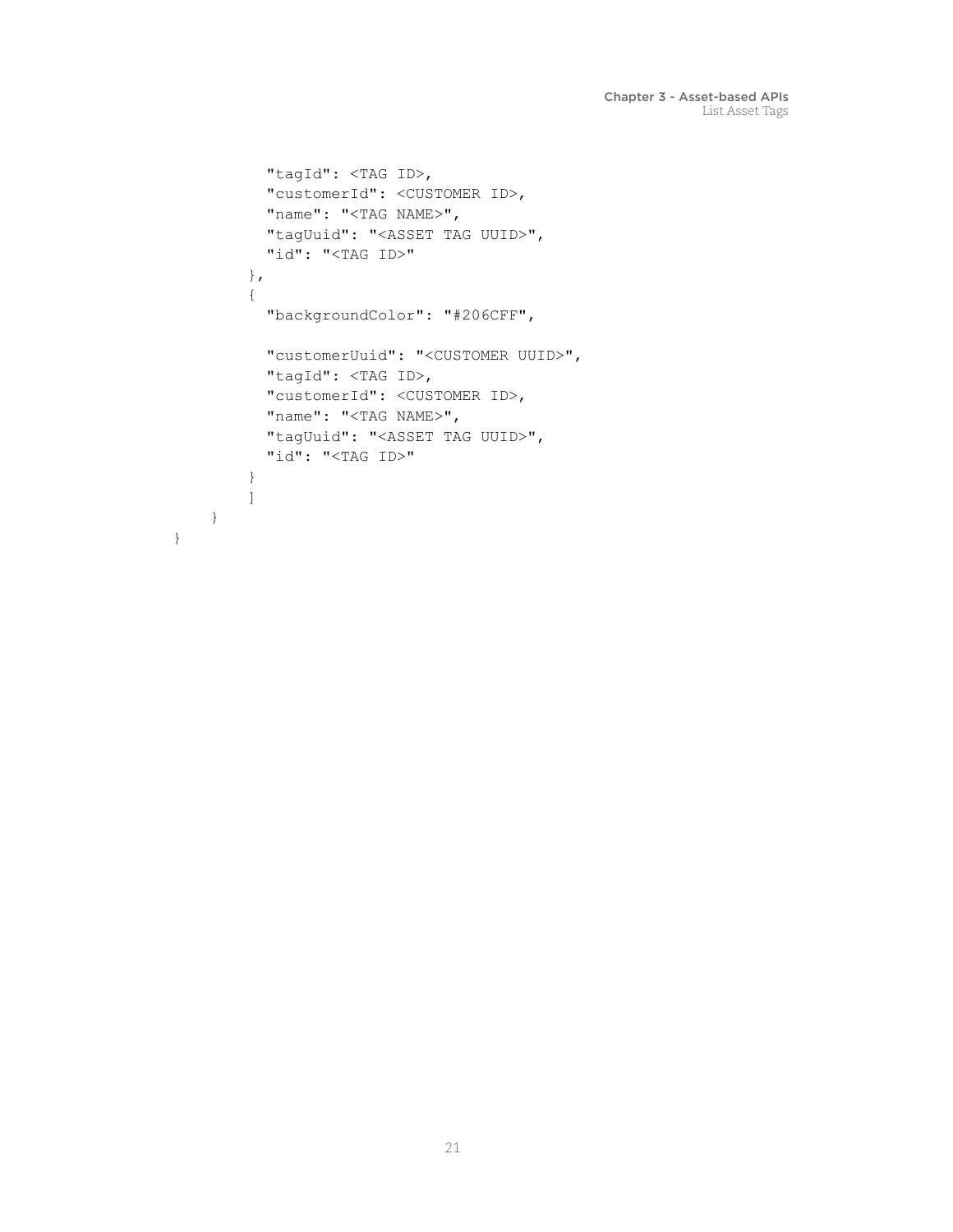```
          "tagId": <TAG ID>,
          "customerId": <CUSTOMER ID>,
          "name": "<TAG NAME>",
          "tagUuid": "<ASSET TAG UUID>",
          "id": "<TAG ID>"
        },
        {
          "backgroundColor": "#206CFF",

          "customerUuid": "<CUSTOMER UUID>",
          "tagId": <TAG ID>,
          "customerId": <CUSTOMER ID>,
          "name": "<TAG NAME>",
          "tagUuid": "<ASSET TAG UUID>",
          "id": "<TAG ID>"
        }
        ]
    }
}
```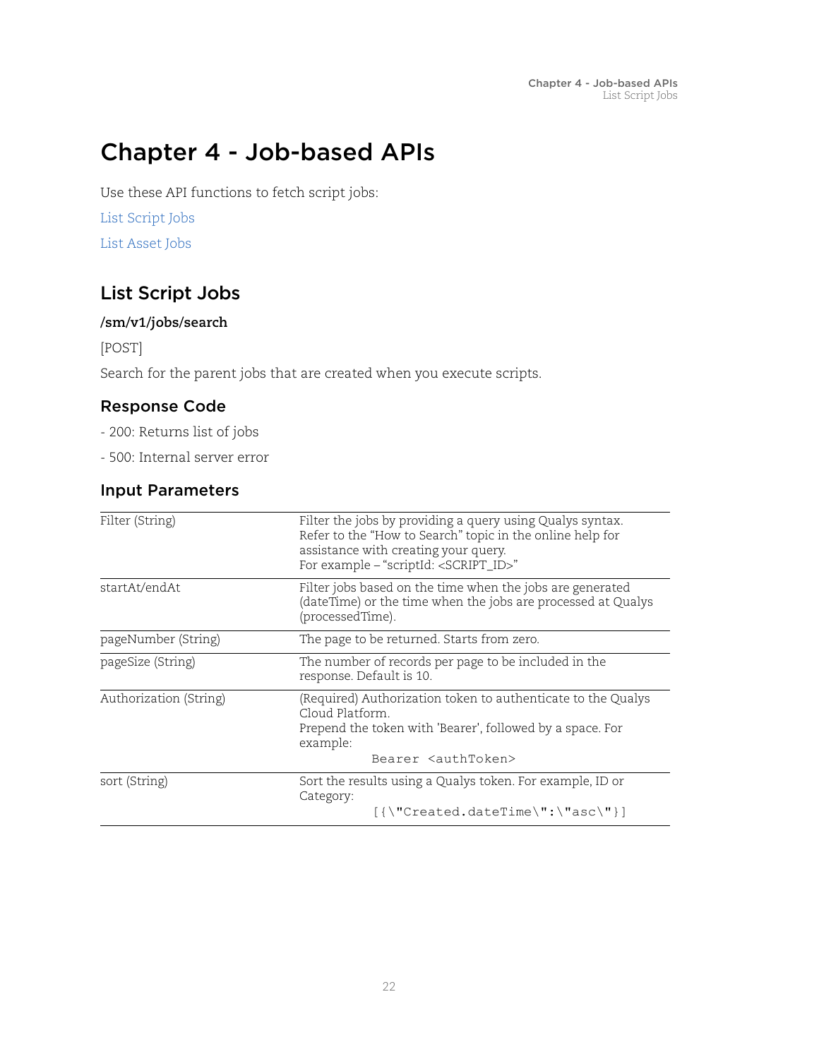# Chapter 4 - Job-based APIs

Use these API functions to fetch script jobs:

List Script Jobs

List Asset Jobs

## List Script Jobs

**/sm/v1/jobs/search**

[POST]

Search for the parent jobs that are created when you execute scripts.

### Response Code

- 200: Returns list of jobs

- 500: Internal server error

### Input Parameters

| | |
|---|---|
| Filter (String) | Filter the jobs by providing a query using Qualys syntax. Refer to the "How to Search" topic in the online help for assistance with creating your query.<br>For example – "scriptId: <SCRIPT_ID>" |
| startAt/endAt | Filter jobs based on the time when the jobs are generated (dateTime) or the time when the jobs are processed at Qualys (processedTime). |
| pageNumber (String) | The page to be returned. Starts from zero. |
| pageSize (String) | The number of records per page to be included in the response. Default is 10. |
| Authorization (String) | (Required) Authorization token to authenticate to the Qualys Cloud Platform.<br>Prepend the token with 'Bearer', followed by a space. For example:<br>`Bearer <authToken>` |
| sort (String) | Sort the results using a Qualys token. For example, ID or Category:<br>`[{\"Created.dateTime\":\"asc\"}]` |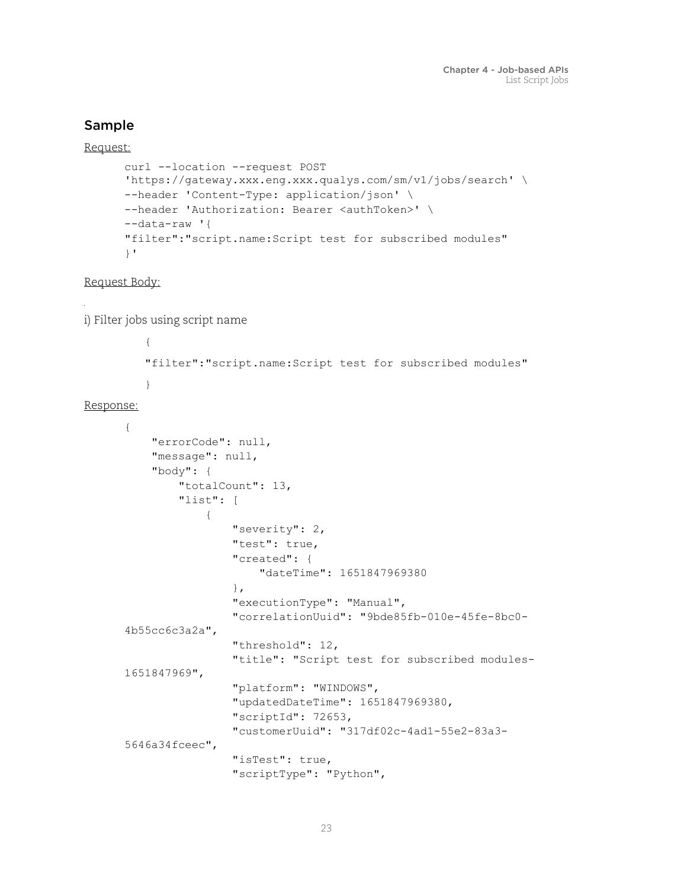## Sample

Request:

```
curl --location --request POST
'https://gateway.xxx.eng.xxx.qualys.com/sm/v1/jobs/search' \
--header 'Content-Type: application/json' \
--header 'Authorization: Bearer <authToken>' \
--data-raw '{
"filter":"script.name:Script test for subscribed modules"
}'
```

Request Body:

i) Filter jobs using script name

```
{
"filter":"script.name:Script test for subscribed modules"
}
```

Response:

```
{
    "errorCode": null,
    "message": null,
    "body": {
        "totalCount": 13,
        "list": [
            {
                "severity": 2,
                "test": true,
                "created": {
                    "dateTime": 1651847969380
                },
                "executionType": "Manual",
                "correlationUuid": "9bde85fb-010e-45fe-8bc0-
4b55cc6c3a2a",
                "threshold": 12,
                "title": "Script test for subscribed modules-
1651847969",
                "platform": "WINDOWS",
                "updatedDateTime": 1651847969380,
                "scriptId": 72653,
                "customerUuid": "317df02c-4ad1-55e2-83a3-
5646a34fceec",
                "isTest": true,
                "scriptType": "Python",
```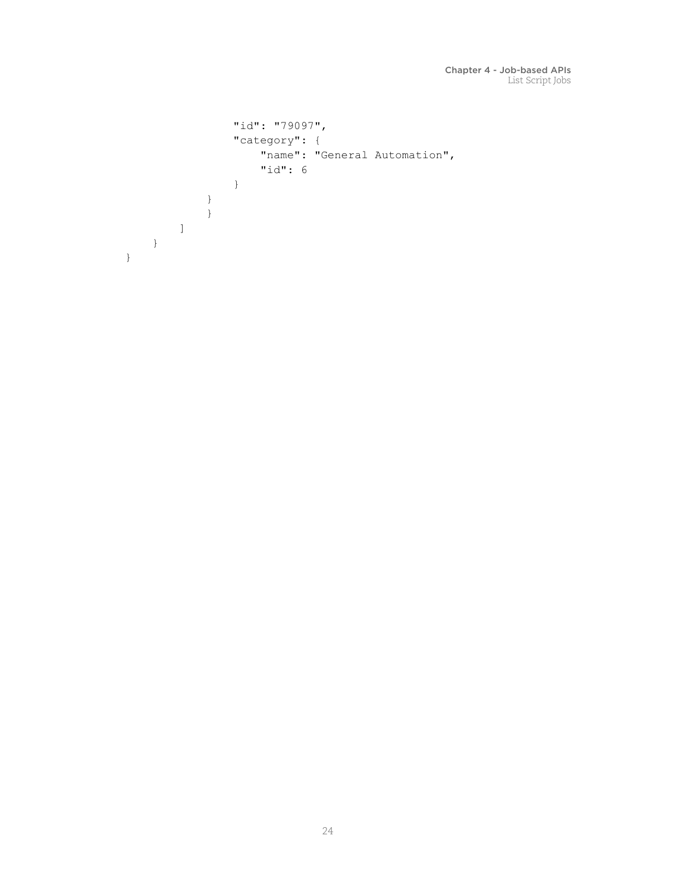```
                "id": "79097",
                "category": {
                    "name": "General Automation",
                    "id": 6
                }
            }
            }
        ]
    }
}
```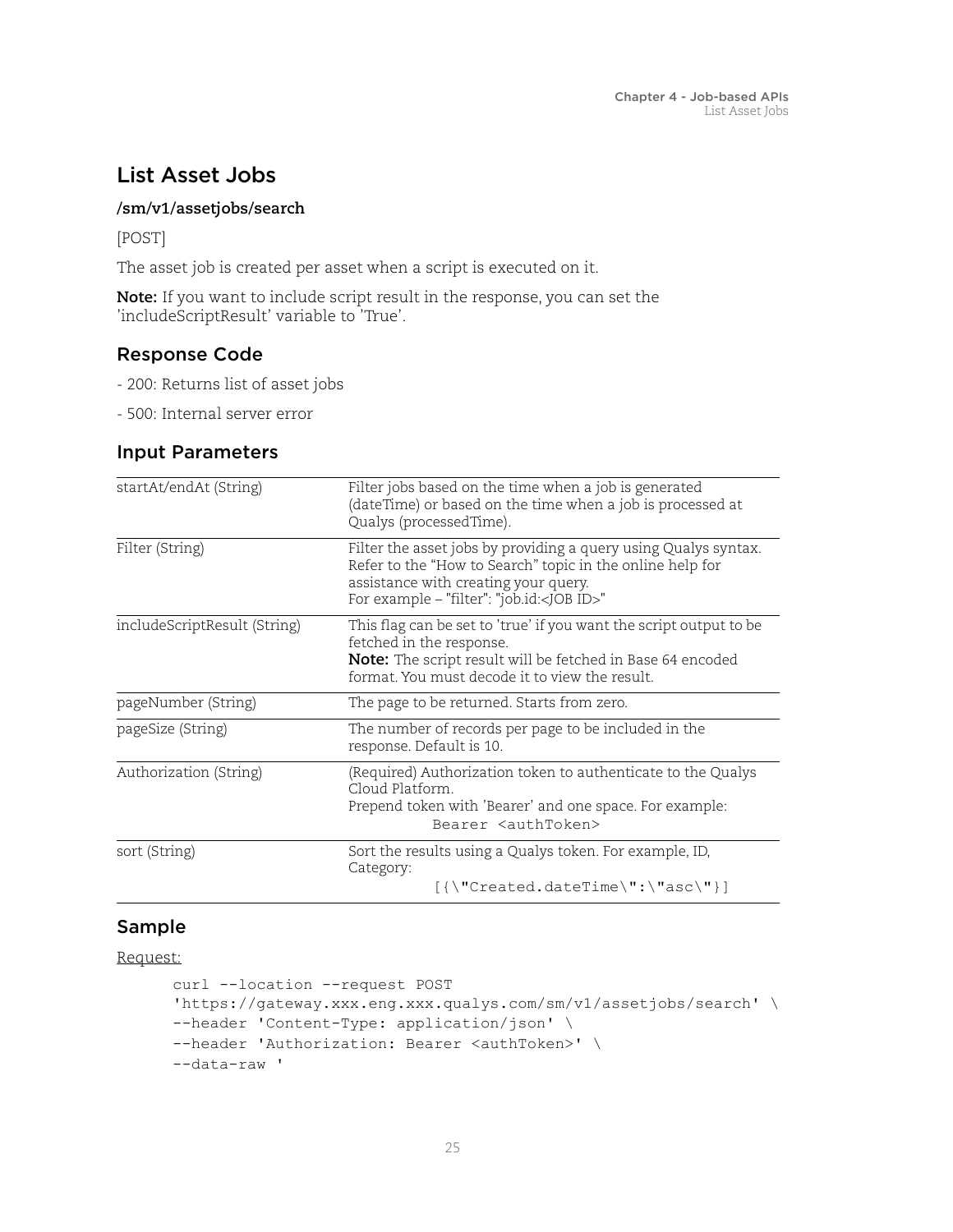## List Asset Jobs

**/sm/v1/assetjobs/search**

[POST]

The asset job is created per asset when a script is executed on it.

**Note:** If you want to include script result in the response, you can set the 'includeScriptResult' variable to 'True'.

### Response Code

- 200: Returns list of asset jobs

- 500: Internal server error

### Input Parameters

| | |
|---|---|
| startAt/endAt (String) | Filter jobs based on the time when a job is generated (dateTime) or based on the time when a job is processed at Qualys (processedTime). |
| Filter (String) | Filter the asset jobs by providing a query using Qualys syntax. Refer to the "How to Search" topic in the online help for assistance with creating your query.<br>For example – "filter": "job.id:<JOB ID>" |
| includeScriptResult (String) | This flag can be set to 'true' if you want the script output to be fetched in the response.<br>**Note:** The script result will be fetched in Base 64 encoded format. You must decode it to view the result. |
| pageNumber (String) | The page to be returned. Starts from zero. |
| pageSize (String) | The number of records per page to be included in the response. Default is 10. |
| Authorization (String) | (Required) Authorization token to authenticate to the Qualys Cloud Platform.<br>Prepend token with 'Bearer' and one space. For example:<br>`Bearer <authToken>` |
| sort (String) | Sort the results using a Qualys token. For example, ID, Category:<br>`[{\"Created.dateTime\":\"asc\"}]` |

### Sample

Request:

```
curl --location --request POST
'https://gateway.xxx.eng.xxx.qualys.com/sm/v1/assetjobs/search' \
--header 'Content-Type: application/json' \
--header 'Authorization: Bearer <authToken>' \
--data-raw '
```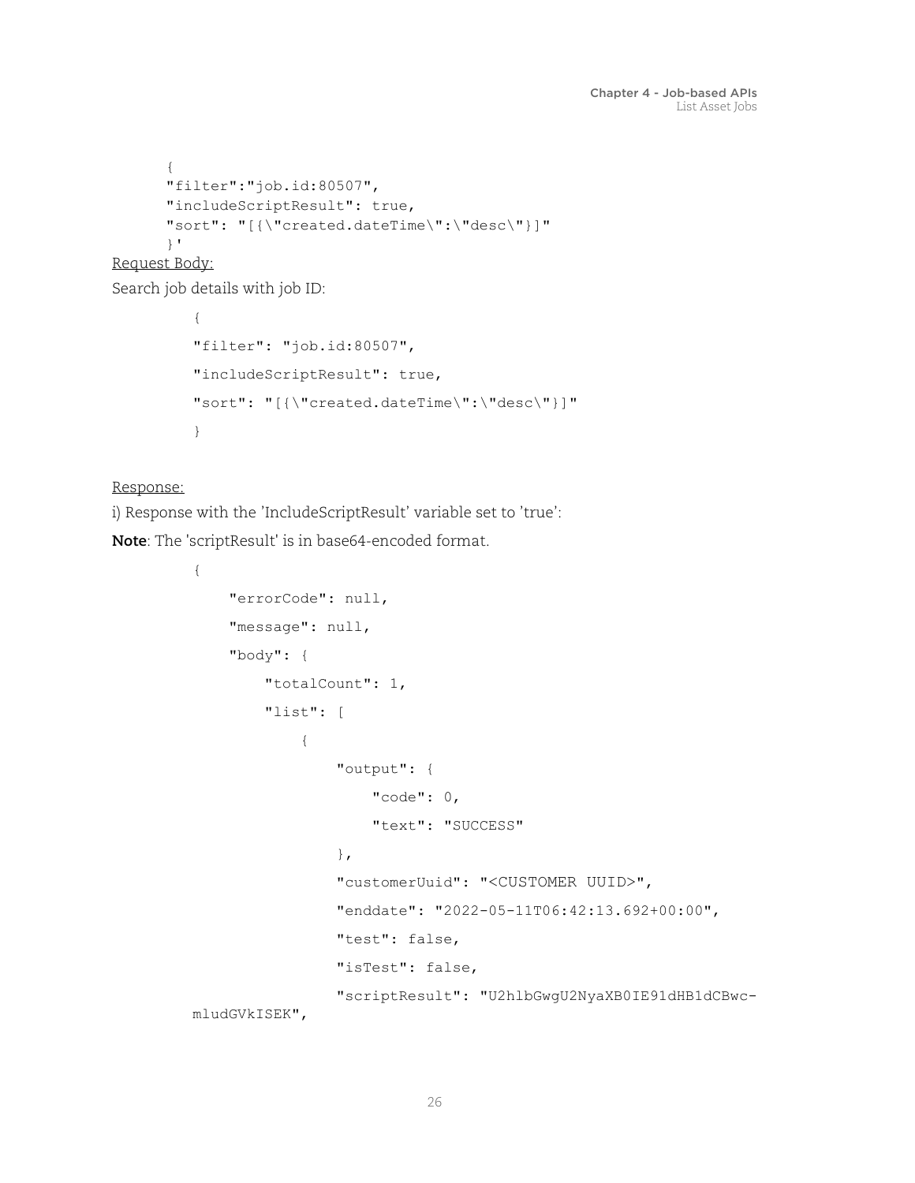```
{
"filter":"job.id:80507",
"includeScriptResult": true,
"sort": "[{\"created.dateTime\":\"desc\"}]"
}'
```

Request Body:

Search job details with job ID:

```
{
"filter": "job.id:80507",
"includeScriptResult": true,
"sort": "[{\"created.dateTime\":\"desc\"}]"
}
```

Response:

i) Response with the 'IncludeScriptResult' variable set to 'true':

**Note**: The 'scriptResult' is in base64-encoded format.

```
{
    "errorCode": null,
    "message": null,
    "body": {
        "totalCount": 1,
        "list": [
            {
                "output": {
                    "code": 0,
                    "text": "SUCCESS"
                },
                "customerUuid": "<CUSTOMER UUID>",
                "enddate": "2022-05-11T06:42:13.692+00:00",
                "test": false,
                "isTest": false,
                "scriptResult": "U2hlbGwgU2NyaXB0IE91dHB1dCBwc-
mludGVkISEK",
```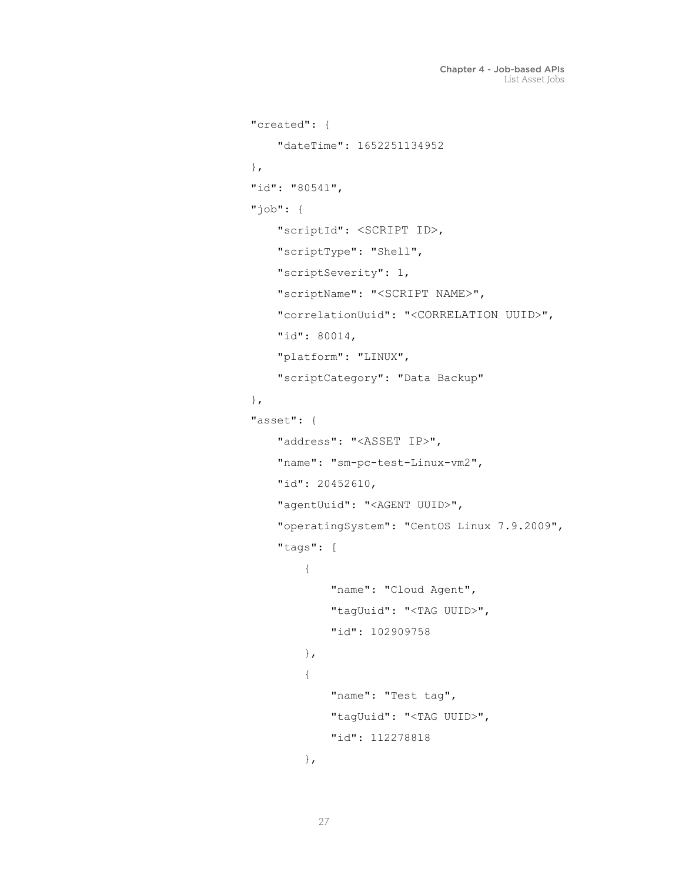```
"created": {
    "dateTime": 1652251134952
},
"id": "80541",
"job": {
    "scriptId": <SCRIPT ID>,
    "scriptType": "Shell",
    "scriptSeverity": 1,
    "scriptName": "<SCRIPT NAME>",
    "correlationUuid": "<CORRELATION UUID>",
    "id": 80014,
    "platform": "LINUX",
    "scriptCategory": "Data Backup"
},
"asset": {
    "address": "<ASSET IP>",
    "name": "sm-pc-test-Linux-vm2",
    "id": 20452610,
    "agentUuid": "<AGENT UUID>",
    "operatingSystem": "CentOS Linux 7.9.2009",
    "tags": [
        {
            "name": "Cloud Agent",
            "tagUuid": "<TAG UUID>",
            "id": 102909758
        },
        {
            "name": "Test tag",
            "tagUuid": "<TAG UUID>",
            "id": 112278818
        },
```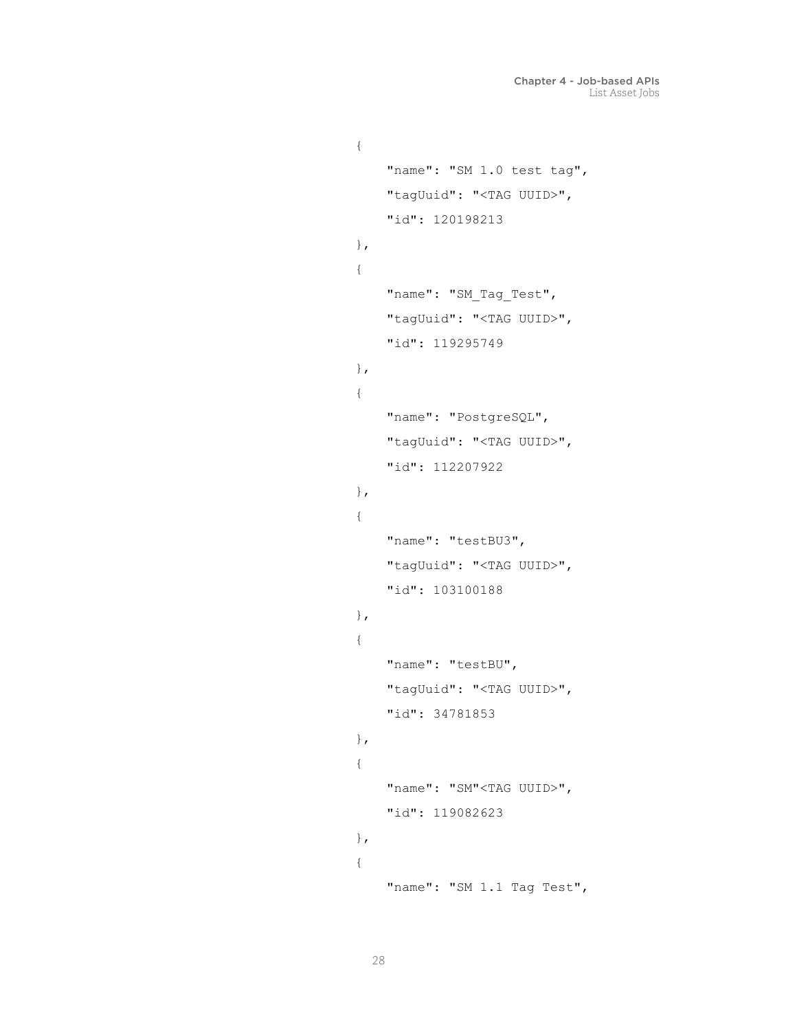```
{
    "name": "SM 1.0 test tag",
    "tagUuid": "<TAG UUID>",
    "id": 120198213
},
{
    "name": "SM_Tag_Test",
    "tagUuid": "<TAG UUID>",
    "id": 119295749
},
{
    "name": "PostgreSQL",
    "tagUuid": "<TAG UUID>",
    "id": 112207922
},
{
    "name": "testBU3",
    "tagUuid": "<TAG UUID>",
    "id": 103100188
},
{
    "name": "testBU",
    "tagUuid": "<TAG UUID>",
    "id": 34781853
},
{
    "name": "SM"<TAG UUID>",
    "id": 119082623
},
{
    "name": "SM 1.1 Tag Test",
```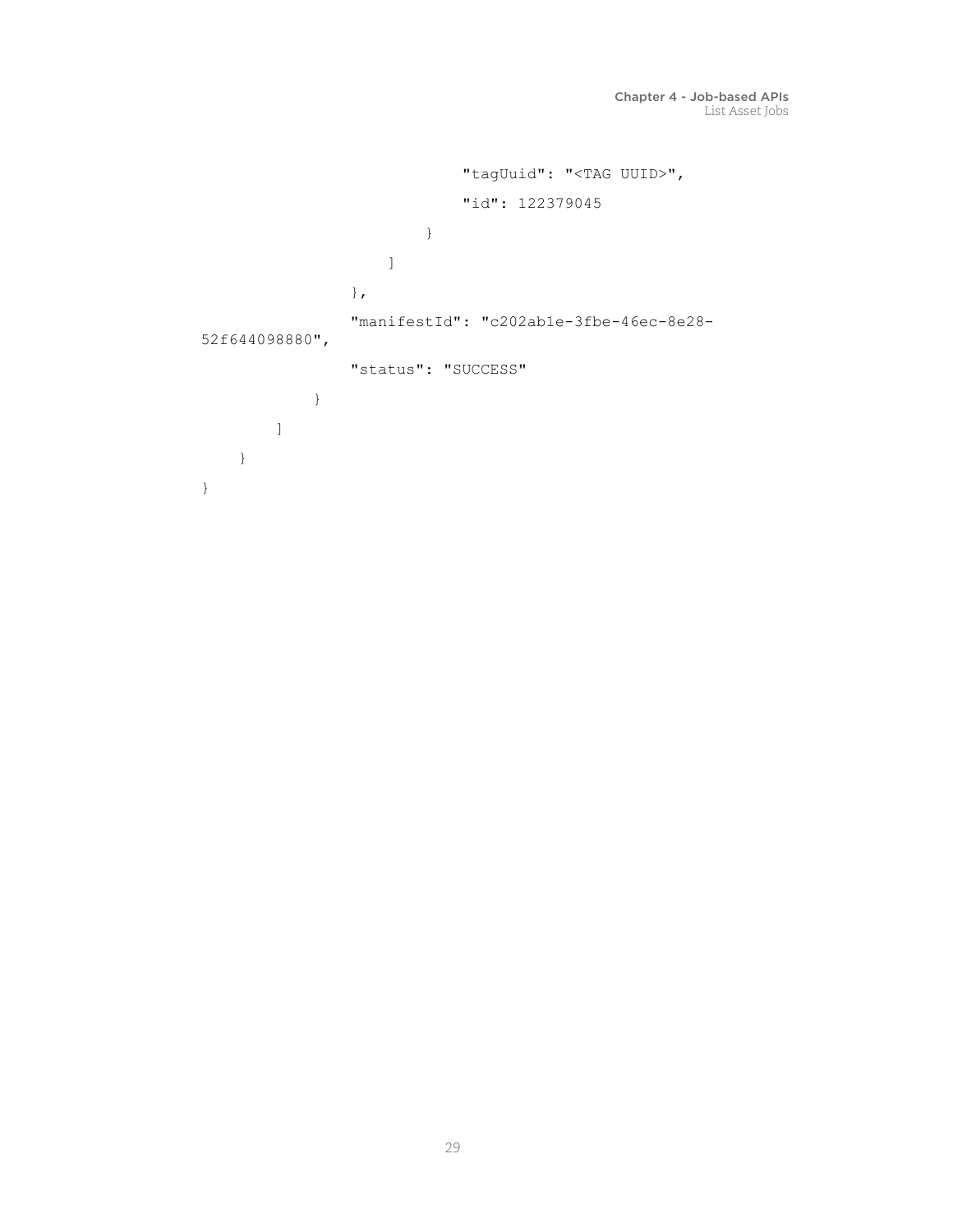```
                        "tagUuid": "<TAG UUID>",
                        "id": 122379045
                    }
                ]
            },
            "manifestId": "c202ab1e-3fbe-46ec-8e28-
52f644098880",
            "status": "SUCCESS"
        }
    ]
  }
}
```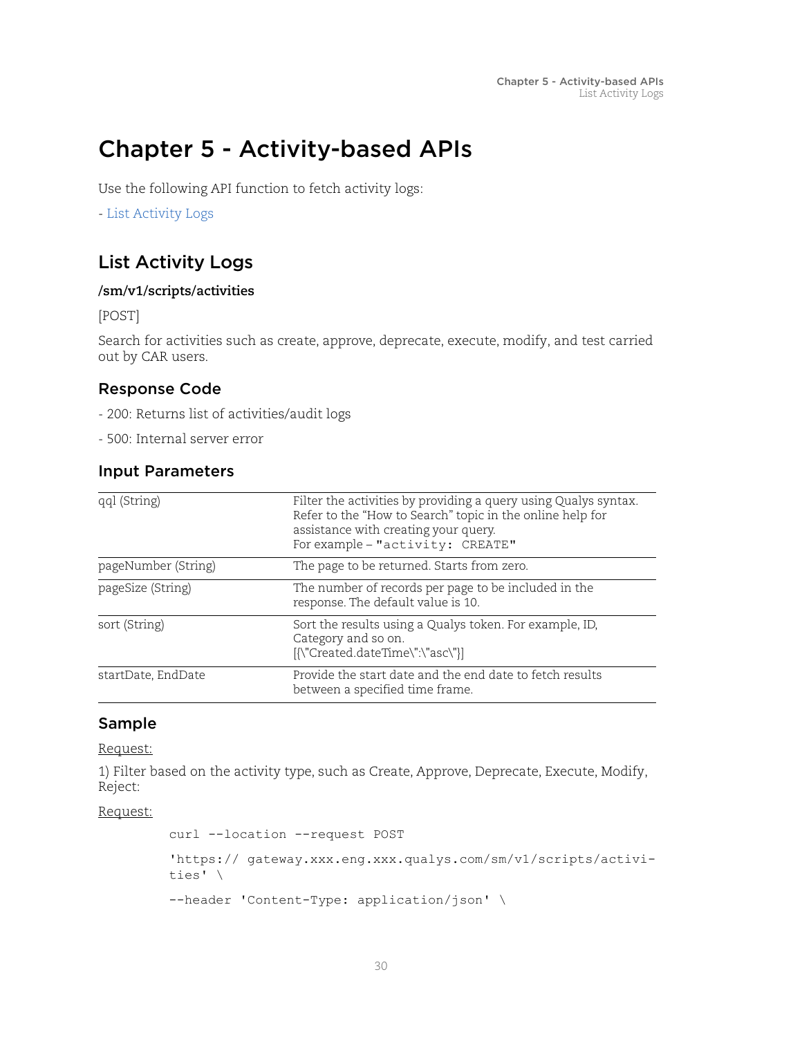# Chapter 5 - Activity-based APIs

Use the following API function to fetch activity logs:

- List Activity Logs

## List Activity Logs

**/sm/v1/scripts/activities**

[POST]

Search for activities such as create, approve, deprecate, execute, modify, and test carried out by CAR users.

### Response Code

- 200: Returns list of activities/audit logs

- 500: Internal server error

### Input Parameters

| | |
|---|---|
| qql (String) | Filter the activities by providing a query using Qualys syntax. Refer to the "How to Search" topic in the online help for assistance with creating your query. For example – `"activity: CREATE"` |
| pageNumber (String) | The page to be returned. Starts from zero. |
| pageSize (String) | The number of records per page to be included in the response. The default value is 10. |
| sort (String) | Sort the results using a Qualys token. For example, ID, Category and so on. [{\"Created.dateTime\":\"asc\"}] |
| startDate, EndDate | Provide the start date and the end date to fetch results between a specified time frame. |

### Sample

Request:

1) Filter based on the activity type, such as Create, Approve, Deprecate, Execute, Modify, Reject:

Request:

```
curl --location --request POST

'https:// gateway.xxx.eng.xxx.qualys.com/sm/v1/scripts/activi-
ties' \

--header 'Content-Type: application/json' \
```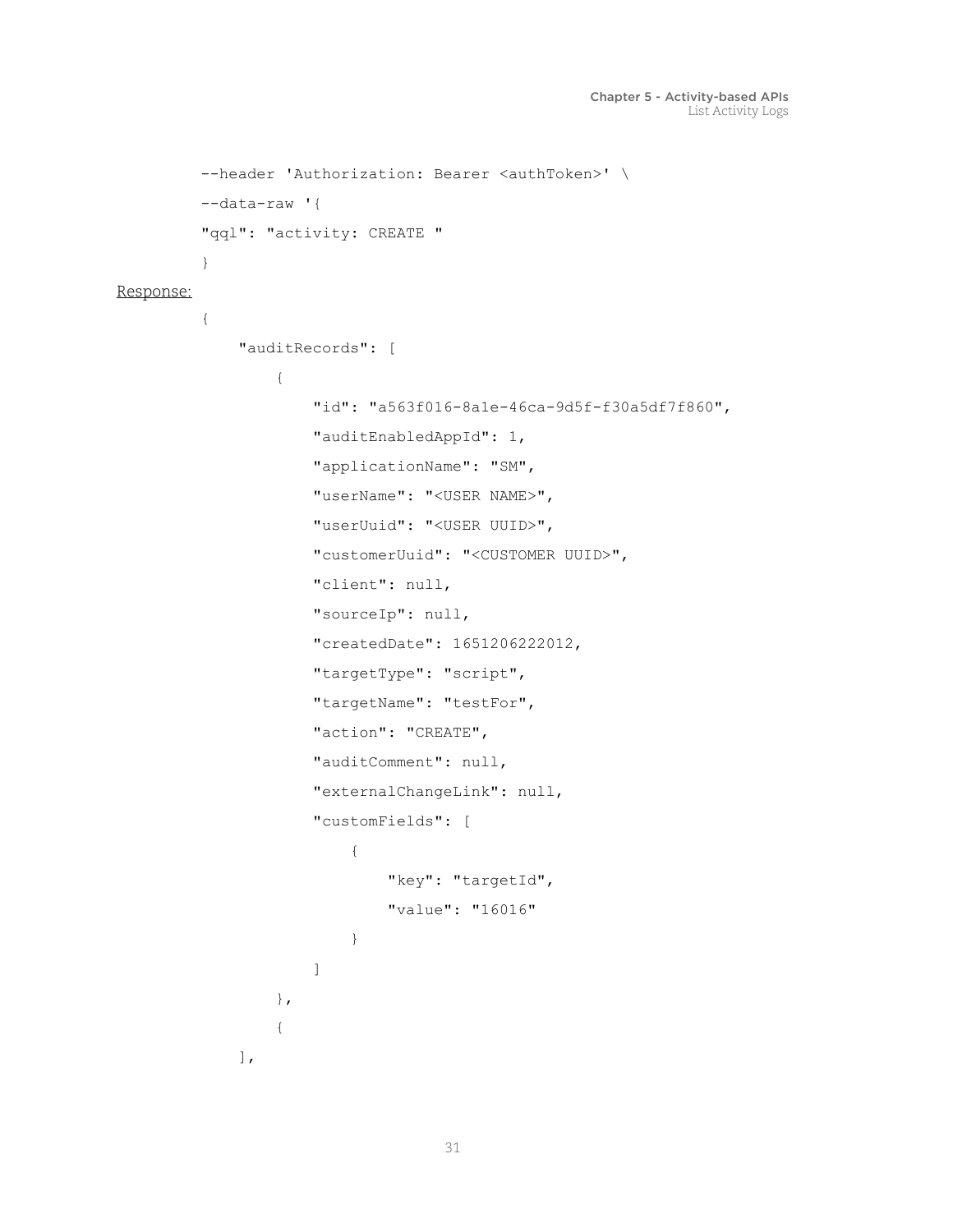```
--header 'Authorization: Bearer <authToken>' \
--data-raw '{
"qql": "activity: CREATE "
}
```

Response:

```
{
    "auditRecords": [
        {
            "id": "a563f016-8a1e-46ca-9d5f-f30a5df7f860",
            "auditEnabledAppId": 1,
            "applicationName": "SM",
            "userName": "<USER NAME>",
            "userUuid": "<USER UUID>",
            "customerUuid": "<CUSTOMER UUID>",
            "client": null,
            "sourceIp": null,
            "createdDate": 1651206222012,
            "targetType": "script",
            "targetName": "testFor",
            "action": "CREATE",
            "auditComment": null,
            "externalChangeLink": null,
            "customFields": [
                {
                    "key": "targetId",
                    "value": "16016"
                }
            ]
        },
        {
    ],
```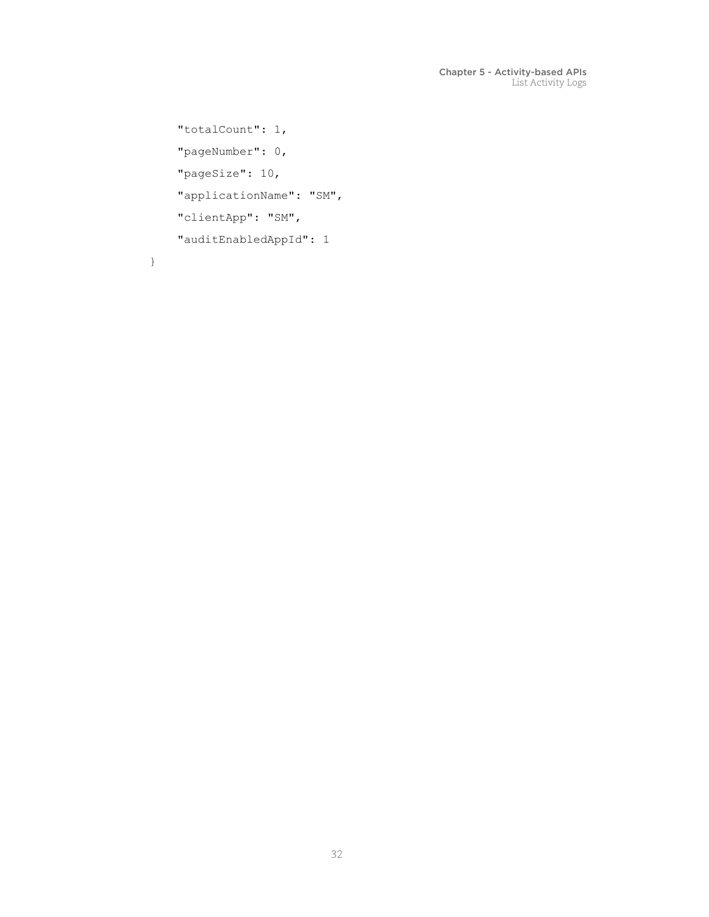```
    "totalCount": 1,
    "pageNumber": 0,
    "pageSize": 10,
    "applicationName": "SM",
    "clientApp": "SM",
    "auditEnabledAppId": 1
}
```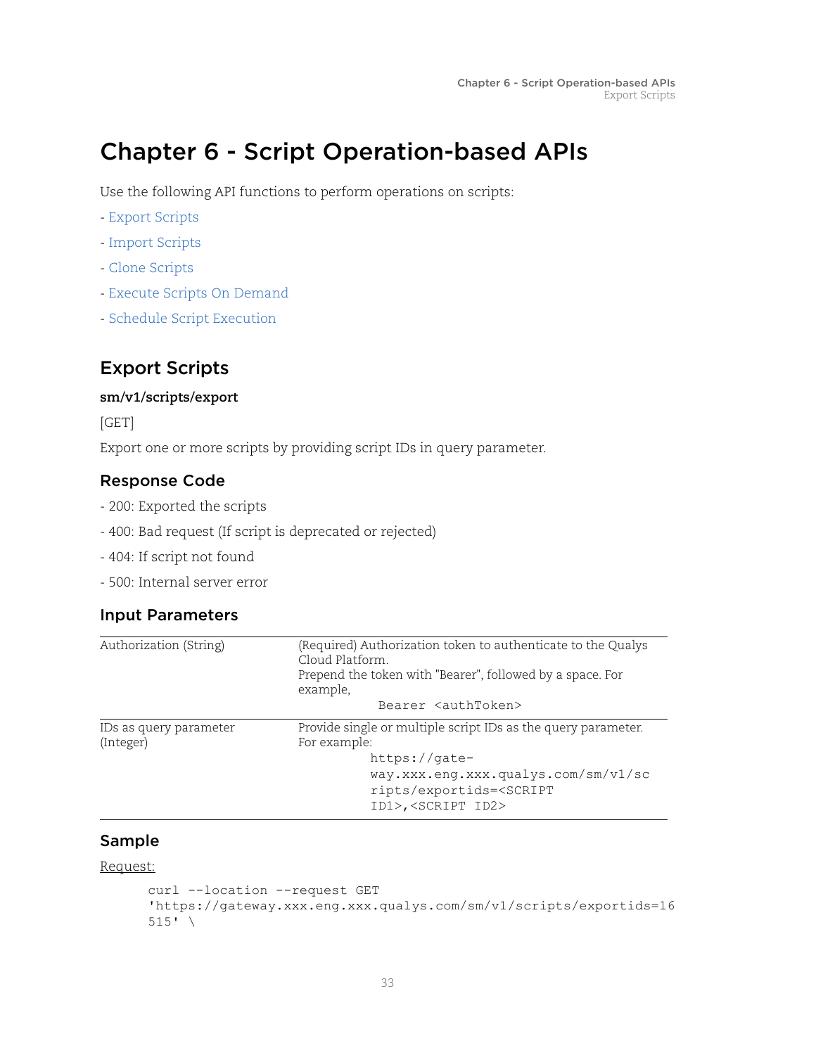# Chapter 6 - Script Operation-based APIs

Use the following API functions to perform operations on scripts:

- Export Scripts
- Import Scripts
- Clone Scripts
- Execute Scripts On Demand
- Schedule Script Execution

## Export Scripts

**sm/v1/scripts/export**

[GET]

Export one or more scripts by providing script IDs in query parameter.

### Response Code

- 200: Exported the scripts
- 400: Bad request (If script is deprecated or rejected)
- 404: If script not found
- 500: Internal server error

### Input Parameters

| | |
|---|---|
| Authorization (String) | (Required) Authorization token to authenticate to the Qualys Cloud Platform. Prepend the token with "Bearer", followed by a space. For example, `Bearer <authToken>` |
| IDs as query parameter (Integer) | Provide single or multiple script IDs as the query parameter. For example: `https://gateway.xxx.eng.xxx.qualys.com/sm/v1/scripts/exportids=<SCRIPT ID1>,<SCRIPT ID2>` |

### Sample

Request:

```
curl --location --request GET
'https://gateway.xxx.eng.xxx.qualys.com/sm/v1/scripts/exportids=16
515' \
```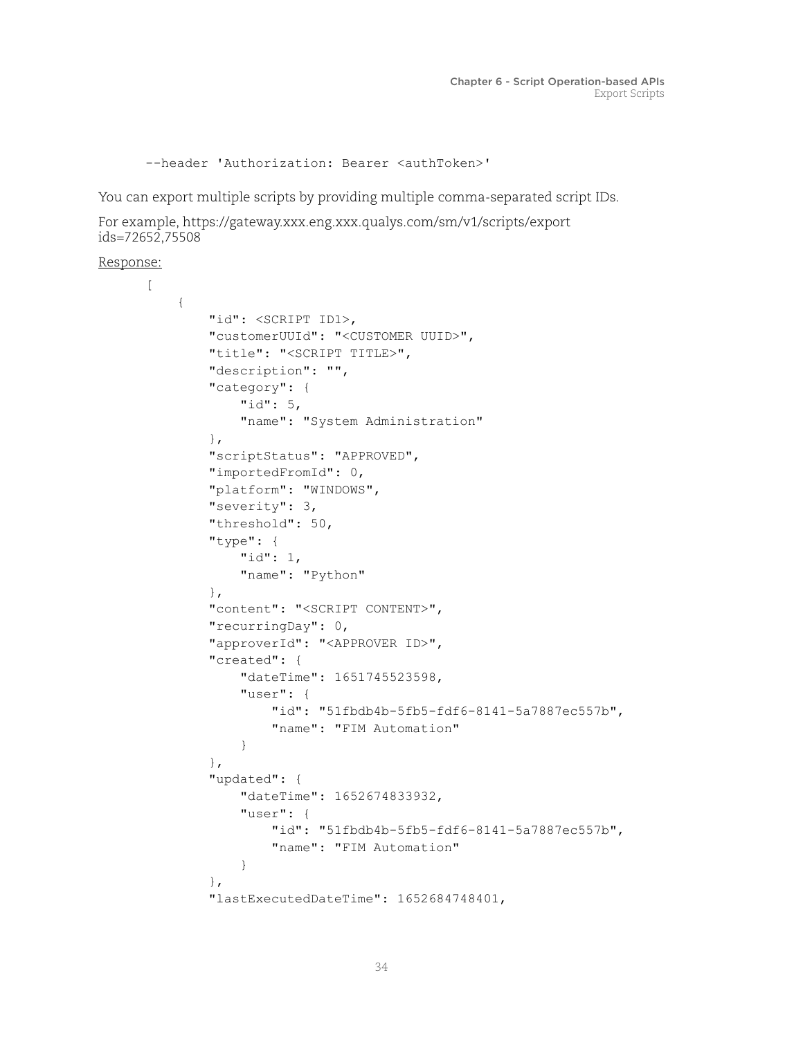```
--header 'Authorization: Bearer <authToken>'
```

You can export multiple scripts by providing multiple comma-separated script IDs.

For example, https://gateway.xxx.eng.xxx.qualys.com/sm/v1/scripts/export ids=72652,75508

Response:

```
[
    {
        "id": <SCRIPT ID1>,
        "customerUUId": "<CUSTOMER UUID>",
        "title": "<SCRIPT TITLE>",
        "description": "",
        "category": {
            "id": 5,
            "name": "System Administration"
        },
        "scriptStatus": "APPROVED",
        "importedFromId": 0,
        "platform": "WINDOWS",
        "severity": 3,
        "threshold": 50,
        "type": {
            "id": 1,
            "name": "Python"
        },
        "content": "<SCRIPT CONTENT>",
        "recurringDay": 0,
        "approverId": "<APPROVER ID>",
        "created": {
            "dateTime": 1651745523598,
            "user": {
                "id": "51fbdb4b-5fb5-fdf6-8141-5a7887ec557b",
                "name": "FIM Automation"
            }
        },
        "updated": {
            "dateTime": 1652674833932,
            "user": {
                "id": "51fbdb4b-5fb5-fdf6-8141-5a7887ec557b",
                "name": "FIM Automation"
            }
        },
        "lastExecutedDateTime": 1652684748401,
```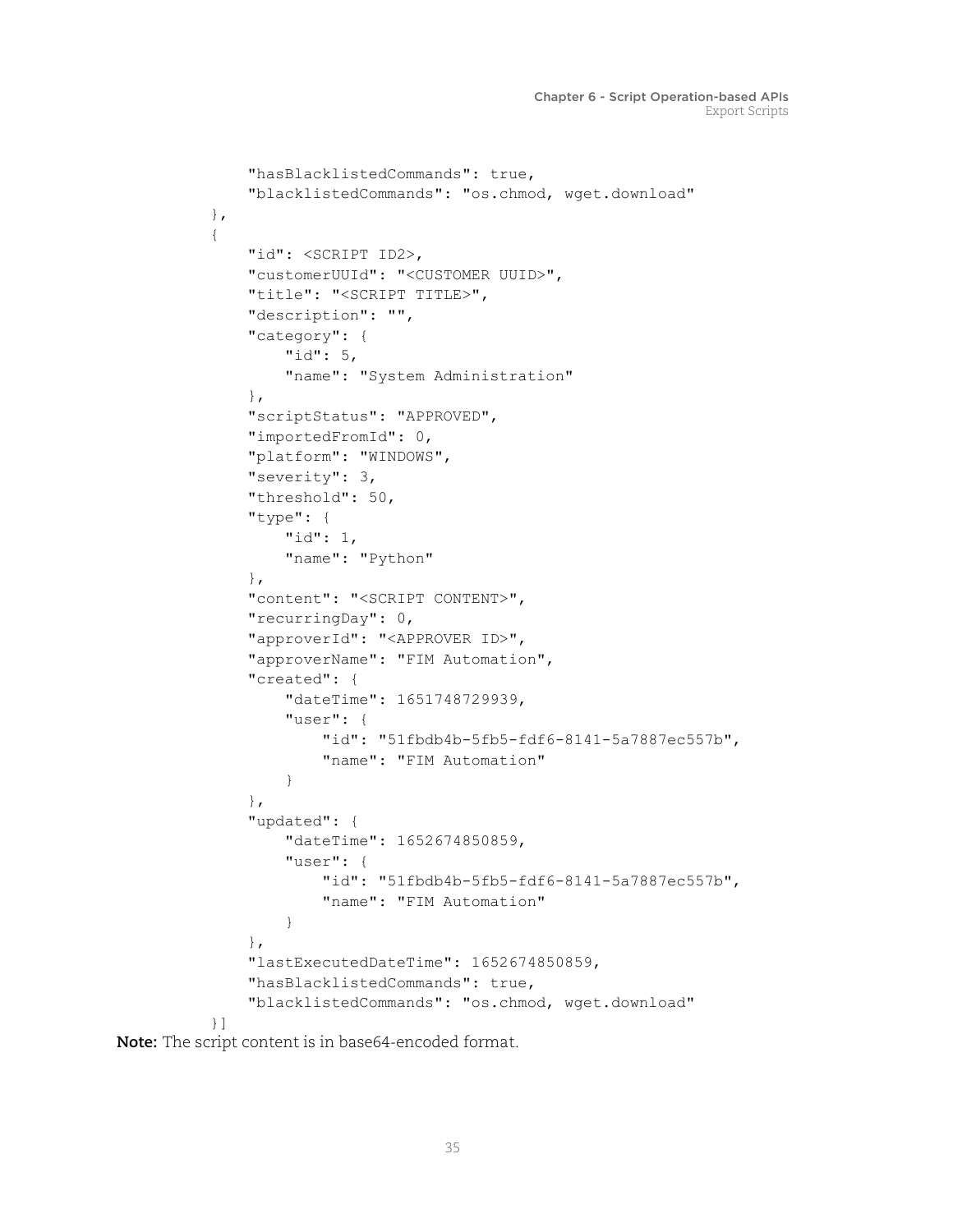```
            "hasBlacklistedCommands": true,
            "blacklistedCommands": "os.chmod, wget.download"
        },
        {
            "id": <SCRIPT ID2>,
            "customerUUId": "<CUSTOMER UUID>",
            "title": "<SCRIPT TITLE>",
            "description": "",
            "category": {
                "id": 5,
                "name": "System Administration"
            },
            "scriptStatus": "APPROVED",
            "importedFromId": 0,
            "platform": "WINDOWS",
            "severity": 3,
            "threshold": 50,
            "type": {
                "id": 1,
                "name": "Python"
            },
            "content": "<SCRIPT CONTENT>",
            "recurringDay": 0,
            "approverId": "<APPROVER ID>",
            "approverName": "FIM Automation",
            "created": {
                "dateTime": 1651748729939,
                "user": {
                    "id": "51fbdb4b-5fb5-fdf6-8141-5a7887ec557b",
                    "name": "FIM Automation"
                }
            },
            "updated": {
                "dateTime": 1652674850859,
                "user": {
                    "id": "51fbdb4b-5fb5-fdf6-8141-5a7887ec557b",
                    "name": "FIM Automation"
                }
            },
            "lastExecutedDateTime": 1652674850859,
            "hasBlacklistedCommands": true,
            "blacklistedCommands": "os.chmod, wget.download"
        }]
```

**Note:** The script content is in base64-encoded format.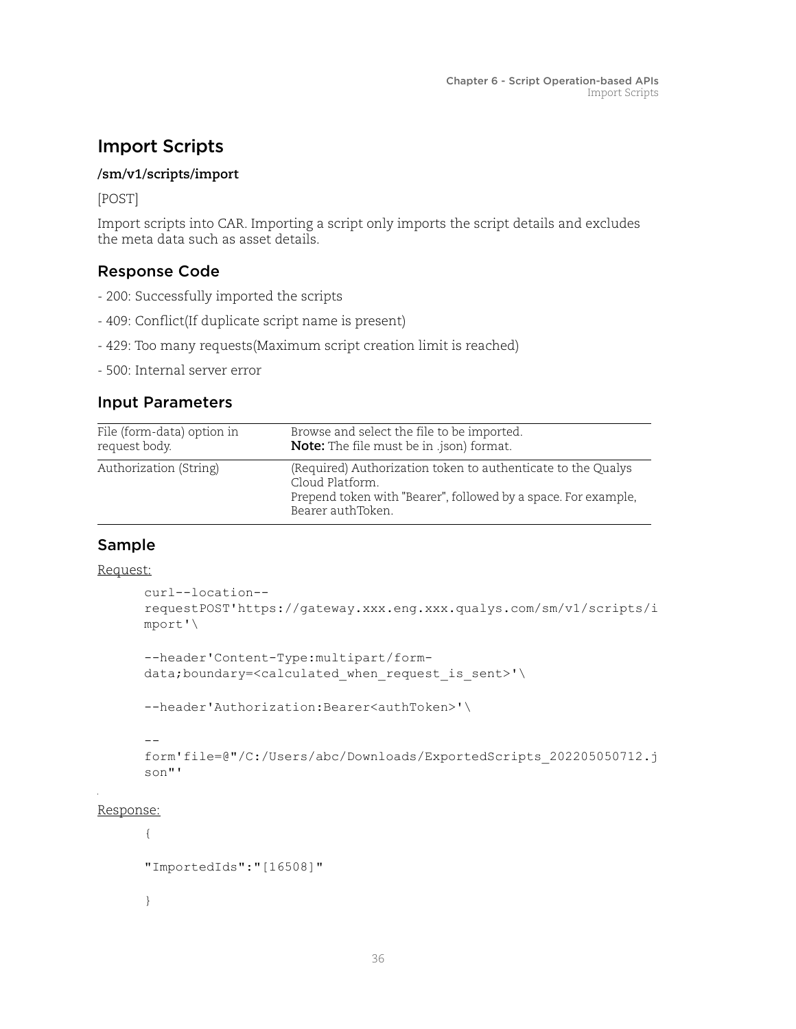# Import Scripts

**/sm/v1/scripts/import**

[POST]

Import scripts into CAR. Importing a script only imports the script details and excludes the meta data such as asset details.

## Response Code

- 200: Successfully imported the scripts
- 409: Conflict(If duplicate script name is present)
- 429: Too many requests(Maximum script creation limit is reached)
- 500: Internal server error

## Input Parameters

| | |
|---|---|
| File (form-data) option in request body. | Browse and select the file to be imported.<br>**Note:** The file must be in .json) format. |
| Authorization (String) | (Required) Authorization token to authenticate to the Qualys Cloud Platform.<br>Prepend token with "Bearer", followed by a space. For example, Bearer authToken. |

## Sample

Request:

```
curl--location--
requestPOST'https://gateway.xxx.eng.xxx.qualys.com/sm/v1/scripts/i
mport'\

--header'Content-Type:multipart/form-
data;boundary=<calculated_when_request_is_sent>'\

--header'Authorization:Bearer<authToken>'\

--
form'file=@"/C:/Users/abc/Downloads/ExportedScripts_202205050712.j
son"'
```

Response:

```
{

"ImportedIds":"[16508]"

}
```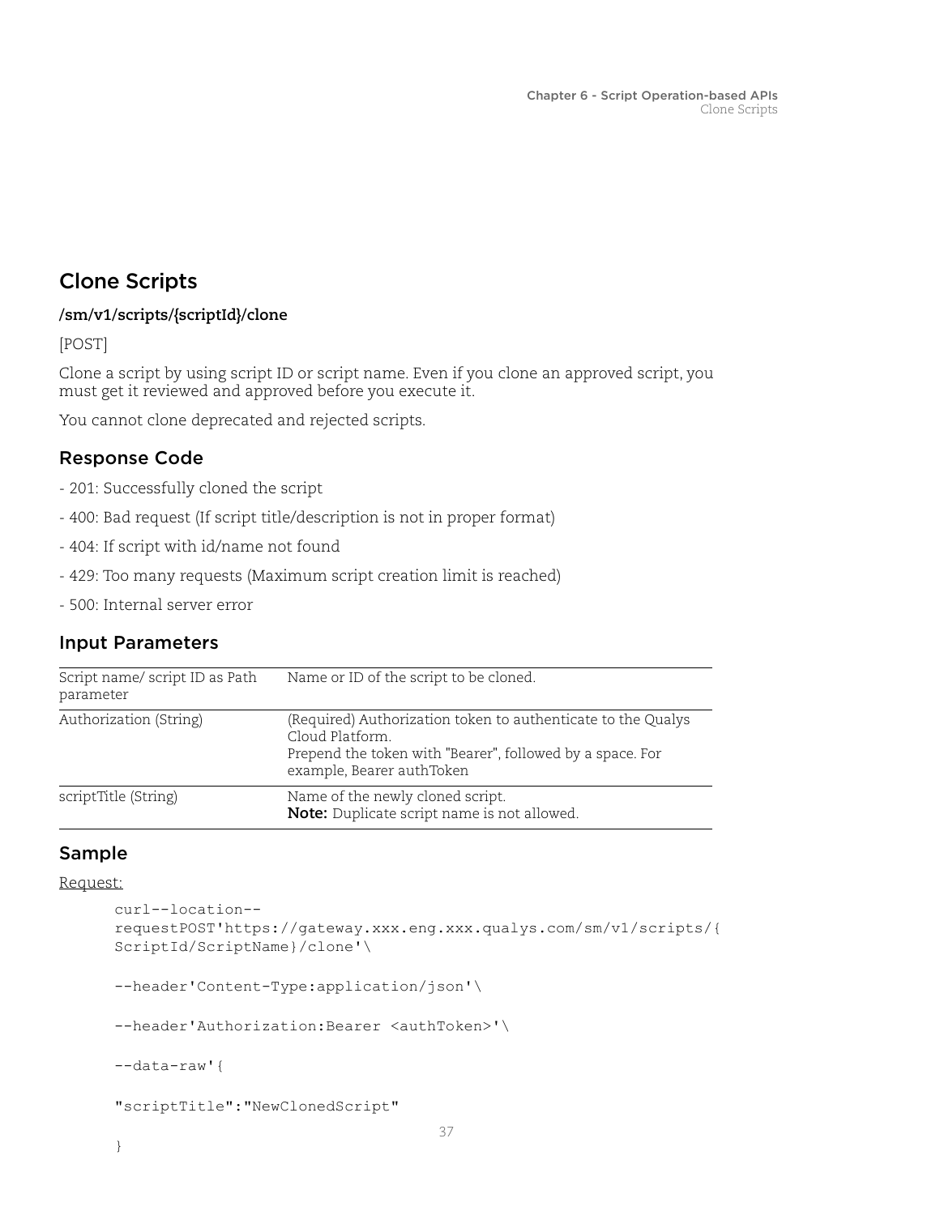# Clone Scripts

**/sm/v1/scripts/{scriptId}/clone**

[POST]

Clone a script by using script ID or script name. Even if you clone an approved script, you must get it reviewed and approved before you execute it.

You cannot clone deprecated and rejected scripts.

## Response Code

- 201: Successfully cloned the script

- 400: Bad request (If script title/description is not in proper format)

- 404: If script with id/name not found

- 429: Too many requests (Maximum script creation limit is reached)

- 500: Internal server error

## Input Parameters

| | |
|---|---|
| Script name/ script ID as Path parameter | Name or ID of the script to be cloned. |
| Authorization (String) | (Required) Authorization token to authenticate to the Qualys Cloud Platform.<br>Prepend the token with "Bearer", followed by a space. For example, Bearer authToken |
| scriptTitle (String) | Name of the newly cloned script.<br>**Note:** Duplicate script name is not allowed. |

## Sample

Request:

```
curl--location--
requestPOST'https://gateway.xxx.eng.xxx.qualys.com/sm/v1/scripts/{
ScriptId/ScriptName}/clone'\

--header'Content-Type:application/json'\

--header'Authorization:Bearer <authToken>'\

--data-raw'{

"scriptTitle":"NewClonedScript"

}
```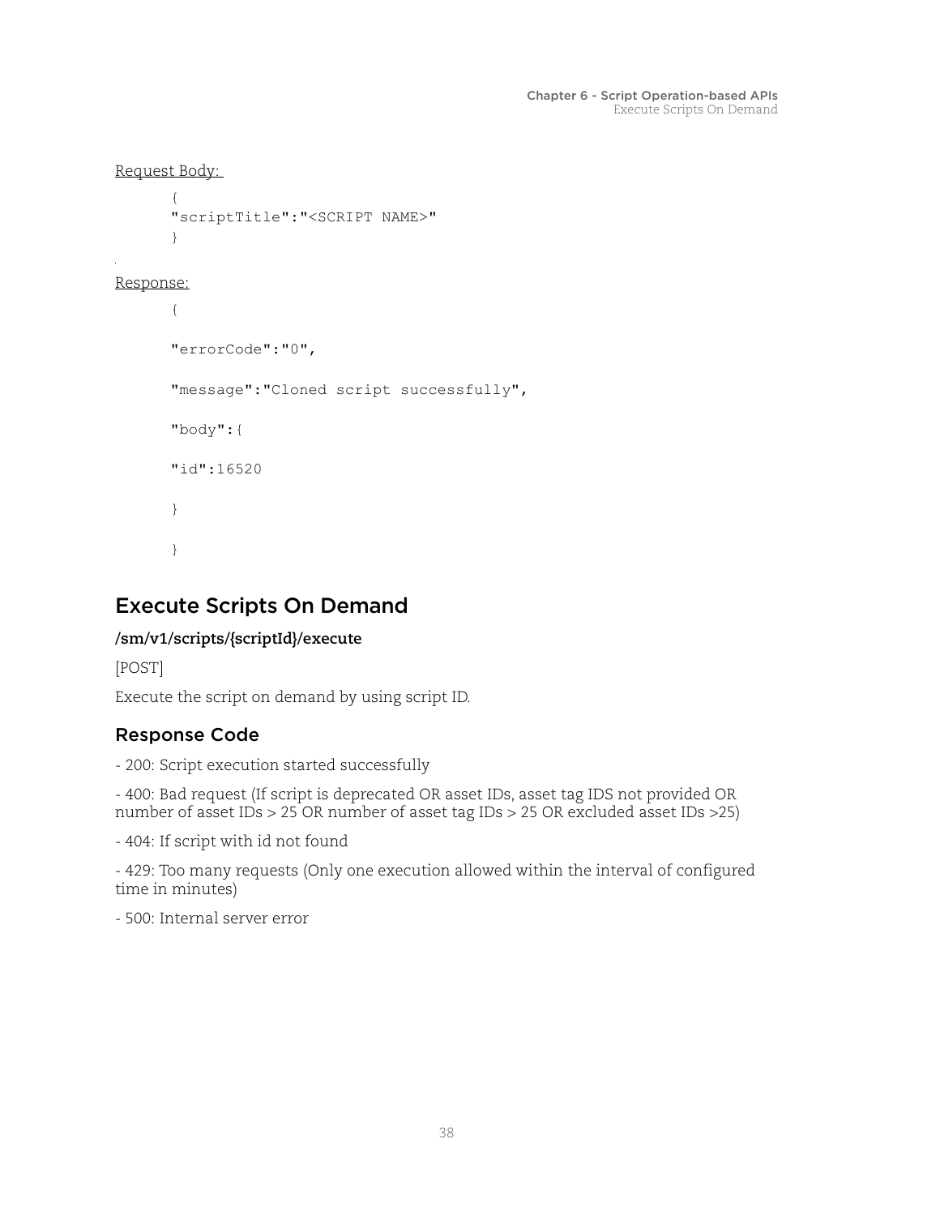Request Body:

```
{
"scriptTitle":"<SCRIPT NAME>"
}
```

Response:

```
{

"errorCode":"0",

"message":"Cloned script successfully",

"body":{

"id":16520

}

}
```

## Execute Scripts On Demand

**/sm/v1/scripts/{scriptId}/execute**

[POST]

Execute the script on demand by using script ID.

### Response Code

- 200: Script execution started successfully

- 400: Bad request (If script is deprecated OR asset IDs, asset tag IDS not provided OR number of asset IDs > 25 OR number of asset tag IDs > 25 OR excluded asset IDs >25)

- 404: If script with id not found

- 429: Too many requests (Only one execution allowed within the interval of configured time in minutes)

- 500: Internal server error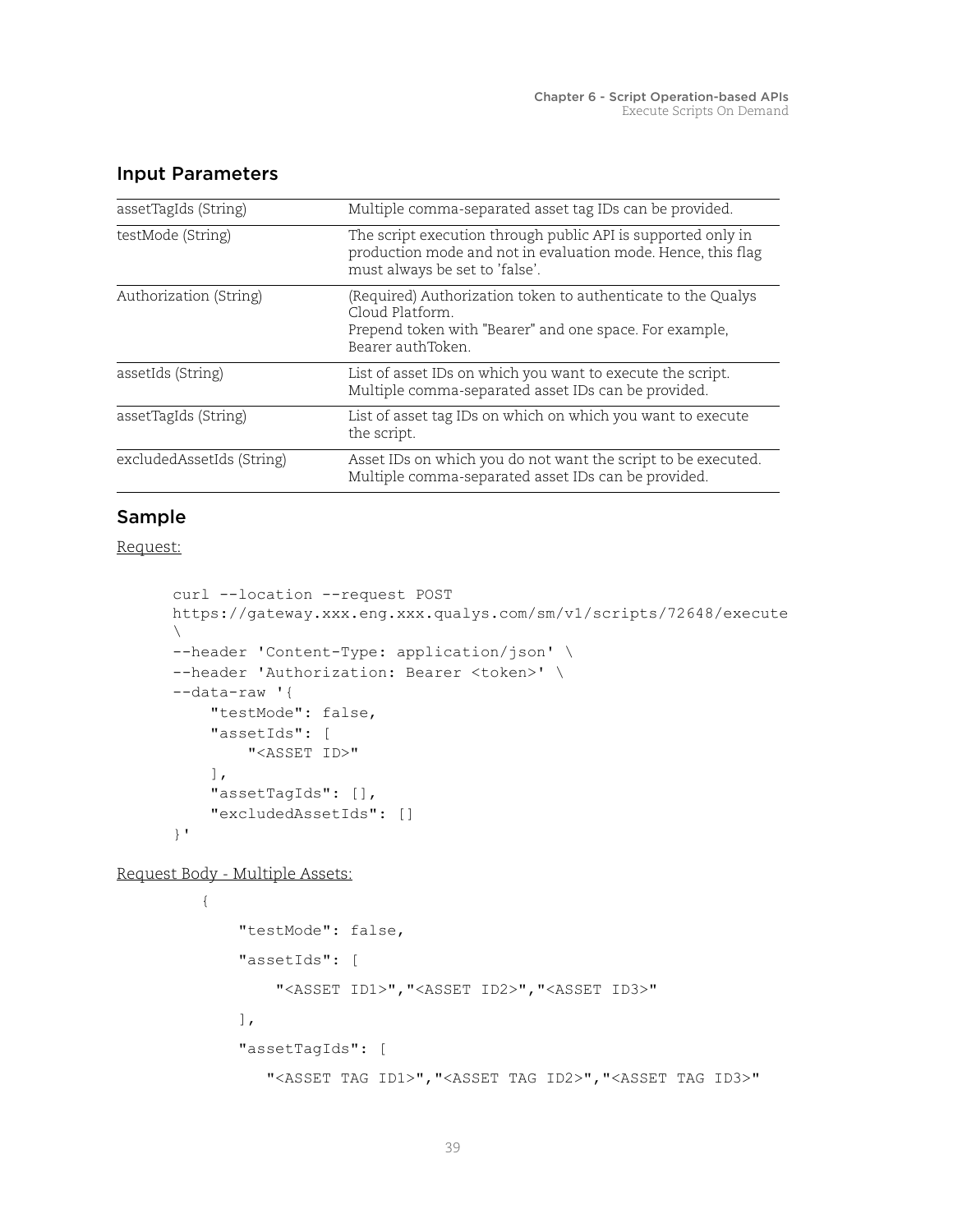## Input Parameters

| | |
|---|---|
| assetTagIds (String) | Multiple comma-separated asset tag IDs can be provided. |
| testMode (String) | The script execution through public API is supported only in production mode and not in evaluation mode. Hence, this flag must always be set to 'false'. |
| Authorization (String) | (Required) Authorization token to authenticate to the Qualys Cloud Platform. Prepend token with "Bearer" and one space. For example, Bearer authToken. |
| assetIds (String) | List of asset IDs on which you want to execute the script. Multiple comma-separated asset IDs can be provided. |
| assetTagIds (String) | List of asset tag IDs on which on which you want to execute the script. |
| excludedAssetIds (String) | Asset IDs on which you do not want the script to be executed. Multiple comma-separated asset IDs can be provided. |

## Sample

Request:

```
curl --location --request POST
https://gateway.xxx.eng.xxx.qualys.com/sm/v1/scripts/72648/execute
\
--header 'Content-Type: application/json' \
--header 'Authorization: Bearer <token>' \
--data-raw '{
    "testMode": false,
    "assetIds": [
        "<ASSET ID>"
    ],
    "assetTagIds": [],
    "excludedAssetIds": []
}'
```

Request Body - Multiple Assets:

```
{
    "testMode": false,
    "assetIds": [
        "<ASSET ID1>","<ASSET ID2>","<ASSET ID3>"
    ],
    "assetTagIds": [
       "<ASSET TAG ID1>","<ASSET TAG ID2>","<ASSET TAG ID3>"
```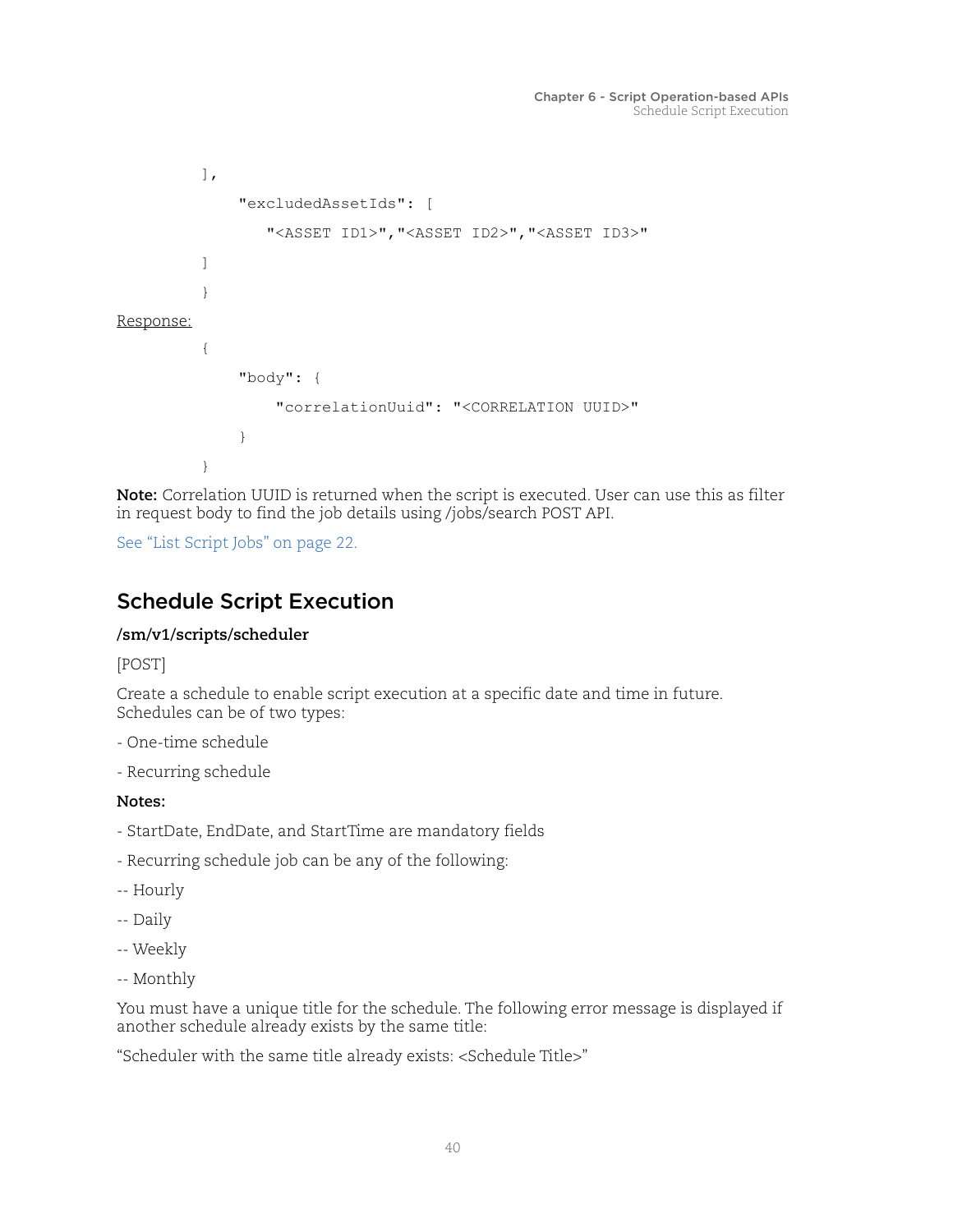```
],
    "excludedAssetIds": [
       "<ASSET ID1>","<ASSET ID2>","<ASSET ID3>"
]
}
```

Response:

```
{
    "body": {
        "correlationUuid": "<CORRELATION UUID>"
    }
}
```

**Note:** Correlation UUID is returned when the script is executed. User can use this as filter in request body to find the job details using /jobs/search POST API.

See "List Script Jobs" on page 22.

## Schedule Script Execution

**/sm/v1/scripts/scheduler**

[POST]

Create a schedule to enable script execution at a specific date and time in future. Schedules can be of two types:

- One-time schedule

- Recurring schedule

**Notes:**

- StartDate, EndDate, and StartTime are mandatory fields

- Recurring schedule job can be any of the following:

-- Hourly

-- Daily

-- Weekly

-- Monthly

You must have a unique title for the schedule. The following error message is displayed if another schedule already exists by the same title:

"Scheduler with the same title already exists: <Schedule Title>"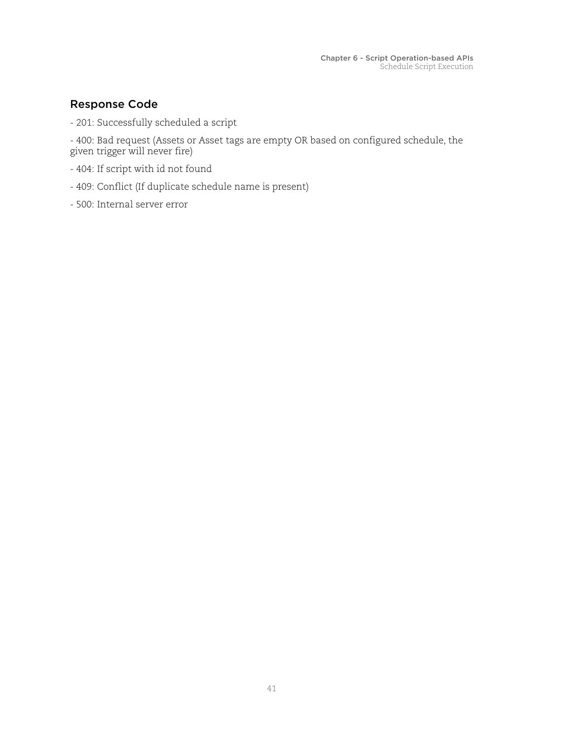## Response Code

- 201: Successfully scheduled a script

- 400: Bad request (Assets or Asset tags are empty OR based on configured schedule, the given trigger will never fire)

- 404: If script with id not found

- 409: Conflict (If duplicate schedule name is present)

- 500: Internal server error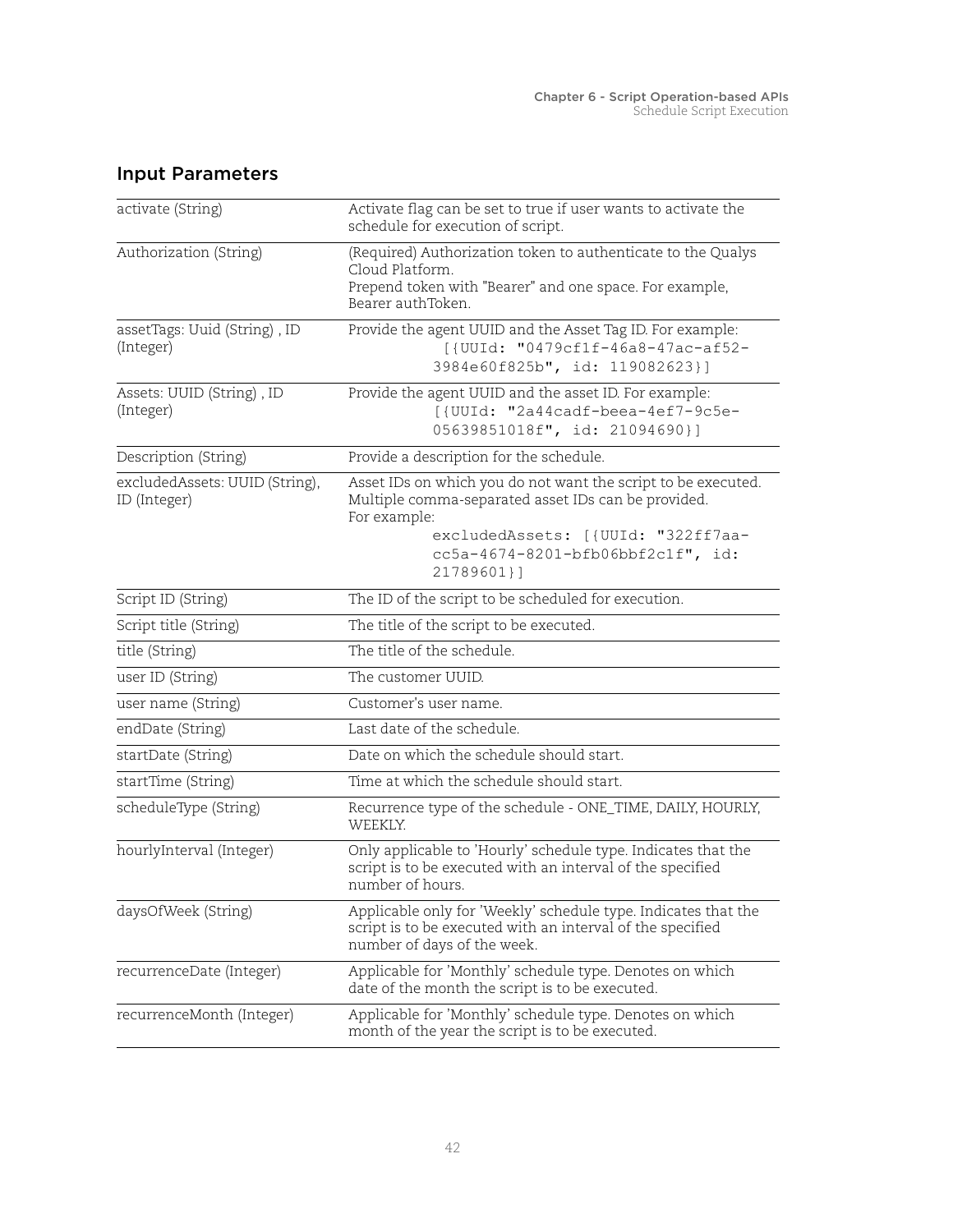## Input Parameters

| | |
|---|---|
| activate (String) | Activate flag can be set to true if user wants to activate the schedule for execution of script. |
| Authorization (String) | (Required) Authorization token to authenticate to the Qualys Cloud Platform.<br>Prepend token with "Bearer" and one space. For example, Bearer authToken. |
| assetTags: Uuid (String) , ID (Integer) | Provide the agent UUID and the Asset Tag ID. For example:<br>`[{UUId: "0479cf1f-46a8-47ac-af52-3984e60f825b", id: 119082623}]` |
| Assets: UUID (String) , ID (Integer) | Provide the agent UUID and the asset ID. For example:<br>`[{UUId: "2a44cadf-beea-4ef7-9c5e-05639851018f", id: 21094690}]` |
| Description (String) | Provide a description for the schedule. |
| excludedAssets: UUID (String), ID (Integer) | Asset IDs on which you do not want the script to be executed. Multiple comma-separated asset IDs can be provided.<br>For example:<br>`excludedAssets: [{UUId: "322ff7aa-cc5a-4674-8201-bfb06bbf2c1f", id: 21789601}]` |
| Script ID (String) | The ID of the script to be scheduled for execution. |
| Script title (String) | The title of the script to be executed. |
| title (String) | The title of the schedule. |
| user ID (String) | The customer UUID. |
| user name (String) | Customer's user name. |
| endDate (String) | Last date of the schedule. |
| startDate (String) | Date on which the schedule should start. |
| startTime (String) | Time at which the schedule should start. |
| scheduleType (String) | Recurrence type of the schedule - ONE_TIME, DAILY, HOURLY, WEEKLY. |
| hourlyInterval (Integer) | Only applicable to 'Hourly' schedule type. Indicates that the script is to be executed with an interval of the specified number of hours. |
| daysOfWeek (String) | Applicable only for 'Weekly' schedule type. Indicates that the script is to be executed with an interval of the specified number of days of the week. |
| recurrenceDate (Integer) | Applicable for 'Monthly' schedule type. Denotes on which date of the month the script is to be executed. |
| recurrenceMonth (Integer) | Applicable for 'Monthly' schedule type. Denotes on which month of the year the script is to be executed. |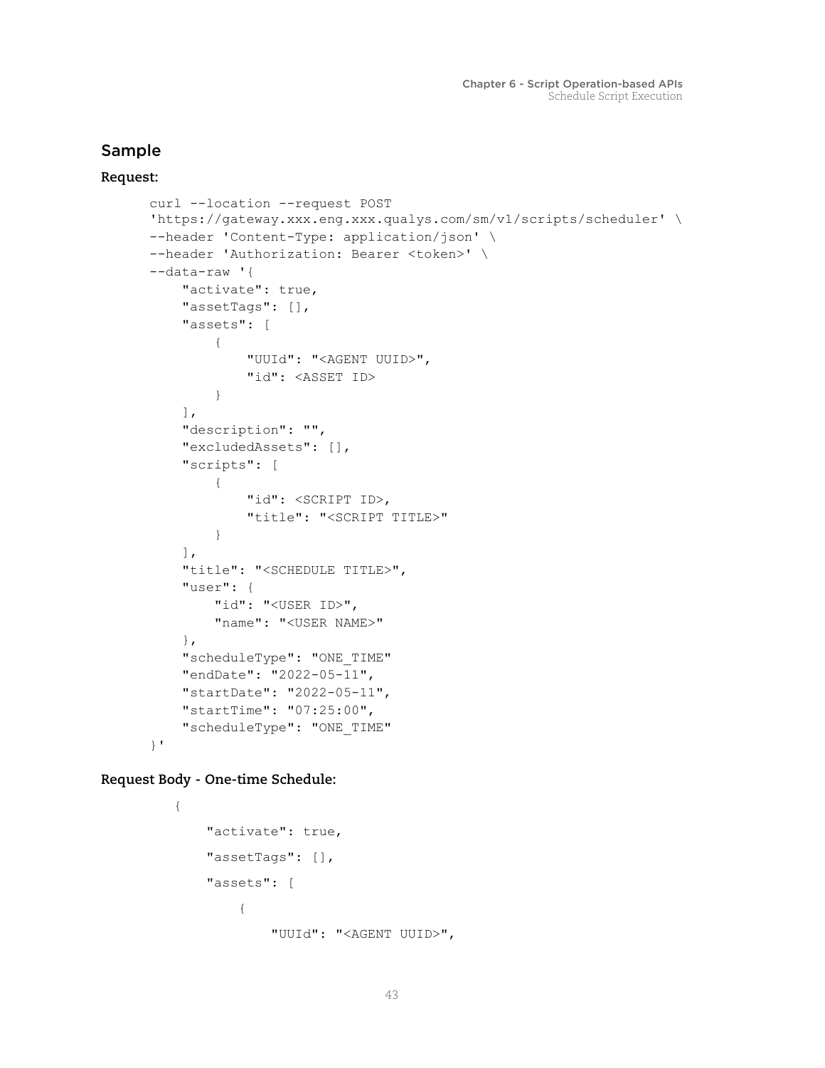## Sample

**Request:**

```
curl --location --request POST
'https://gateway.xxx.eng.xxx.qualys.com/sm/v1/scripts/scheduler' \
--header 'Content-Type: application/json' \
--header 'Authorization: Bearer <token>' \
--data-raw '{
    "activate": true,
    "assetTags": [],
    "assets": [
        {
            "UUId": "<AGENT UUID>",
            "id": <ASSET ID>
        }
    ],
    "description": "",
    "excludedAssets": [],
    "scripts": [
        {
            "id": <SCRIPT ID>,
            "title": "<SCRIPT TITLE>"
        }
    ],
    "title": "<SCHEDULE TITLE>",
    "user": {
        "id": "<USER ID>",
        "name": "<USER NAME>"
    },
    "scheduleType": "ONE_TIME"
    "endDate": "2022-05-11",
    "startDate": "2022-05-11",
    "startTime": "07:25:00",
    "scheduleType": "ONE_TIME"
}'
```

**Request Body - One-time Schedule:**

```
{

    "activate": true,

    "assetTags": [],

    "assets": [

        {

            "UUId": "<AGENT UUID>",
```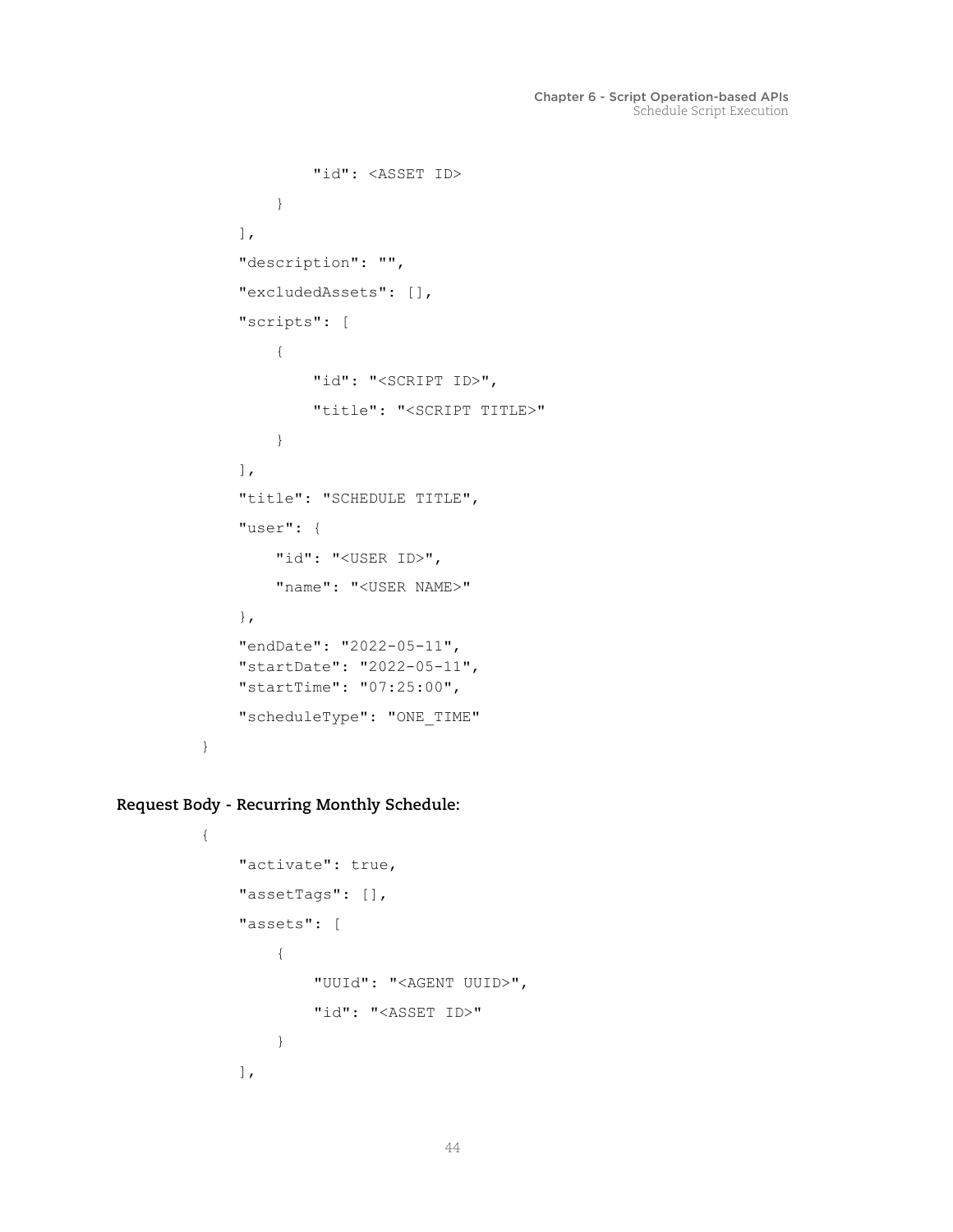```
                "id": <ASSET ID>
            }
        ],
        "description": "",
        "excludedAssets": [],
        "scripts": [
            {
                "id": "<SCRIPT ID>",
                "title": "<SCRIPT TITLE>"
            }
        ],
        "title": "SCHEDULE TITLE",
        "user": {
            "id": "<USER ID>",
            "name": "<USER NAME>"
        },
        "endDate": "2022-05-11",
        "startDate": "2022-05-11",
        "startTime": "07:25:00",
        "scheduleType": "ONE_TIME"
    }
```

**Request Body - Recurring Monthly Schedule:**

```
    {
        "activate": true,
        "assetTags": [],
        "assets": [
            {
                "UUId": "<AGENT UUID>",
                "id": "<ASSET ID>"
            }
        ],
```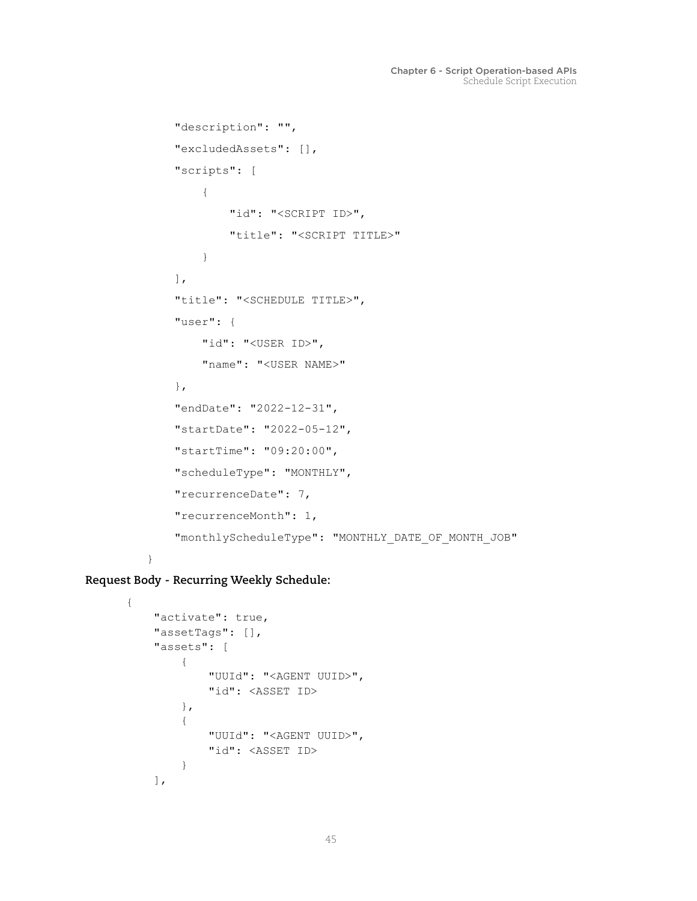```
        "description": "",
        "excludedAssets": [],
        "scripts": [
            {
                "id": "<SCRIPT ID>",
                "title": "<SCRIPT TITLE>"
            }
        ],
        "title": "<SCHEDULE TITLE>",
        "user": {
            "id": "<USER ID>",
            "name": "<USER NAME>"
        },
        "endDate": "2022-12-31",
        "startDate": "2022-05-12",
        "startTime": "09:20:00",
        "scheduleType": "MONTHLY",
        "recurrenceDate": 7,
        "recurrenceMonth": 1,
        "monthlyScheduleType": "MONTHLY_DATE_OF_MONTH_JOB"
    }
```

**Request Body - Recurring Weekly Schedule:**

```
{
    "activate": true,
    "assetTags": [],
    "assets": [
        {
            "UUId": "<AGENT UUID>",
            "id": <ASSET ID>
        },
        {
            "UUId": "<AGENT UUID>",
            "id": <ASSET ID>
        }
    ],
```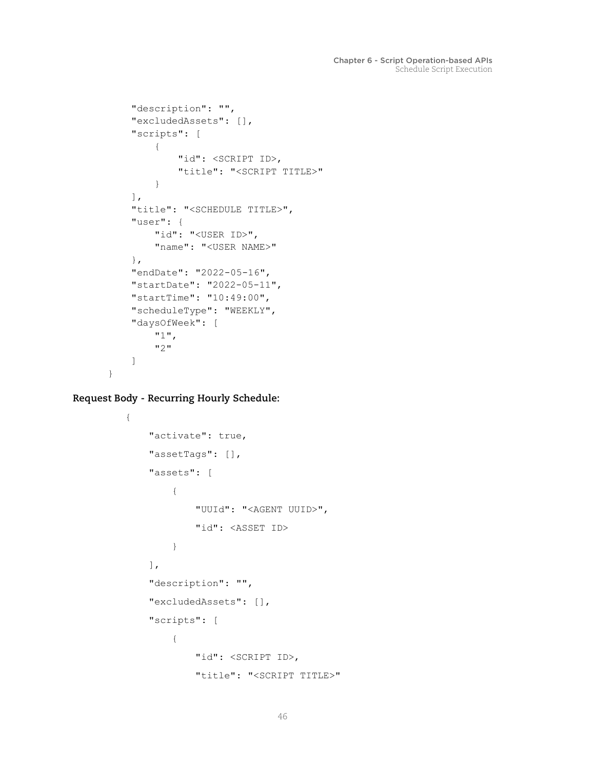```
        "description": "",
        "excludedAssets": [],
        "scripts": [
            {
                "id": <SCRIPT ID>,
                "title": "<SCRIPT TITLE>"
            }
        ],
        "title": "<SCHEDULE TITLE>",
        "user": {
            "id": "<USER ID>",
            "name": "<USER NAME>"
        },
        "endDate": "2022-05-16",
        "startDate": "2022-05-11",
        "startTime": "10:49:00",
        "scheduleType": "WEEKLY",
        "daysOfWeek": [
            "1",
            "2"
        ]
    }
```

**Request Body - Recurring Hourly Schedule:**

```
{
    "activate": true,
    "assetTags": [],
    "assets": [
        {
            "UUId": "<AGENT UUID>",
            "id": <ASSET ID>
        }
    ],
    "description": "",
    "excludedAssets": [],
    "scripts": [
        {
            "id": <SCRIPT ID>,
            "title": "<SCRIPT TITLE>"
```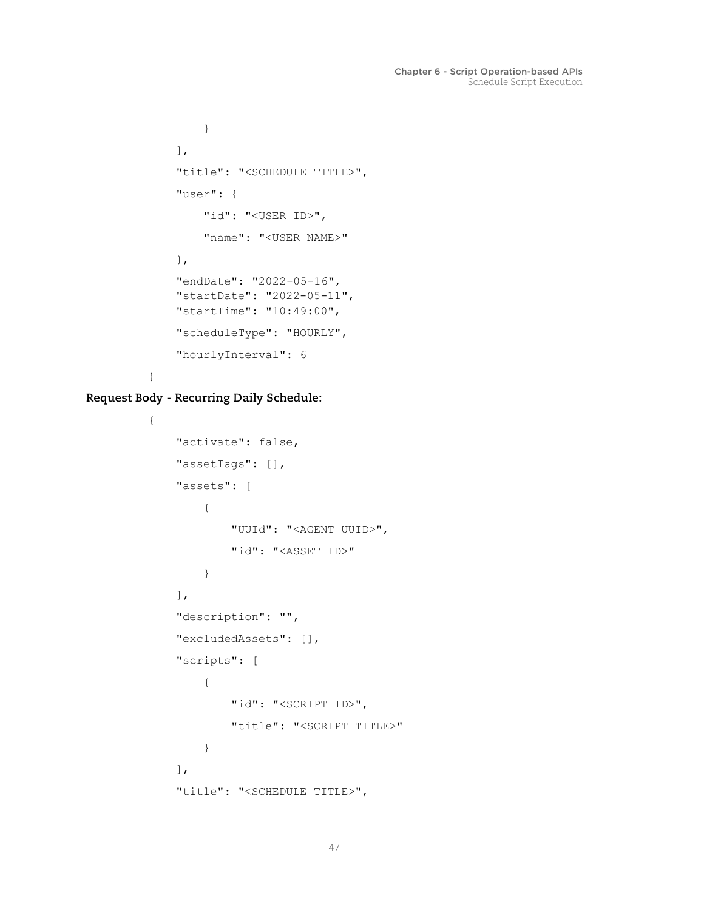```
        }
    ],
    "title": "<SCHEDULE TITLE>",
    "user": {
        "id": "<USER ID>",
        "name": "<USER NAME>"
    },
    "endDate": "2022-05-16",
    "startDate": "2022-05-11",
    "startTime": "10:49:00",
    "scheduleType": "HOURLY",
    "hourlyInterval": 6
}
```

**Request Body - Recurring Daily Schedule:**

```
{
    "activate": false,
    "assetTags": [],
    "assets": [
        {
            "UUId": "<AGENT UUID>",
            "id": "<ASSET ID>"
        }
    ],
    "description": "",
    "excludedAssets": [],
    "scripts": [
        {
            "id": "<SCRIPT ID>",
            "title": "<SCRIPT TITLE>"
        }
    ],
    "title": "<SCHEDULE TITLE>",
```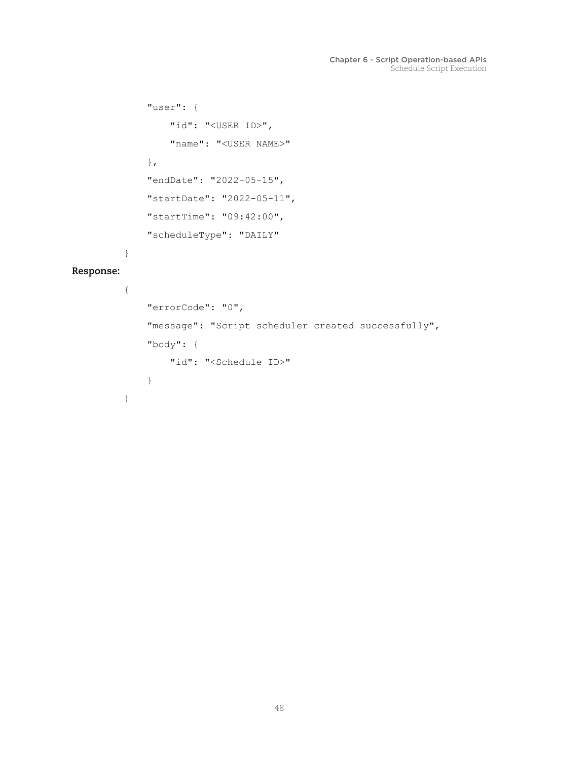```
    "user": {
        "id": "<USER ID>",
        "name": "<USER NAME>"
    },
    "endDate": "2022-05-15",
    "startDate": "2022-05-11",
    "startTime": "09:42:00",
    "scheduleType": "DAILY"
}
```

**Response:**

```
{
    "errorCode": "0",
    "message": "Script scheduler created successfully",
    "body": {
        "id": "<Schedule ID>"
    }
}
```